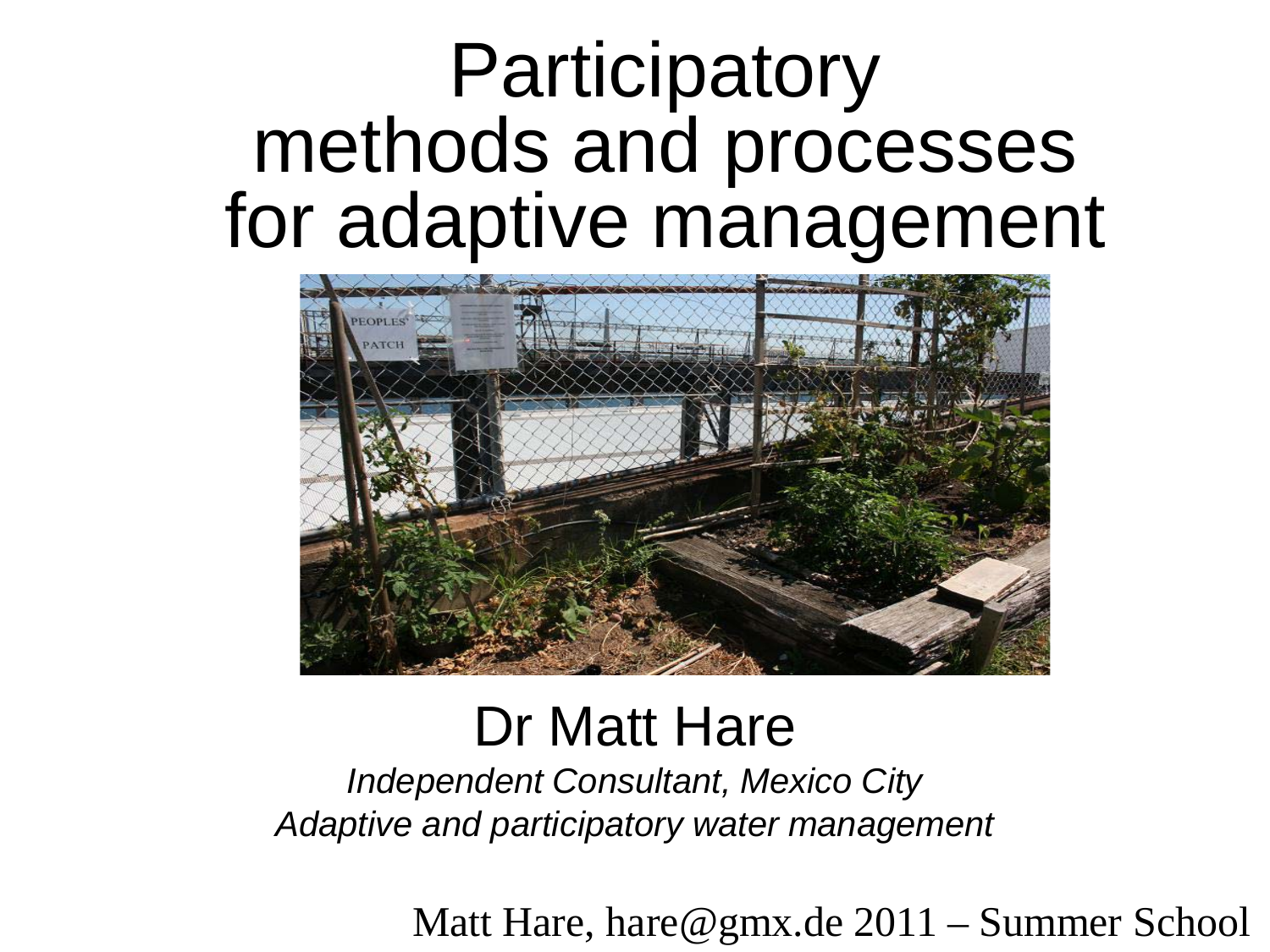# Participatory methods and processes for adaptive management

Dr Matt Hare

*Independent Consultant, Mexico City*

*Adaptive and participatory water management*

Matt Hare, hare@gmx.de 2011 – Summer School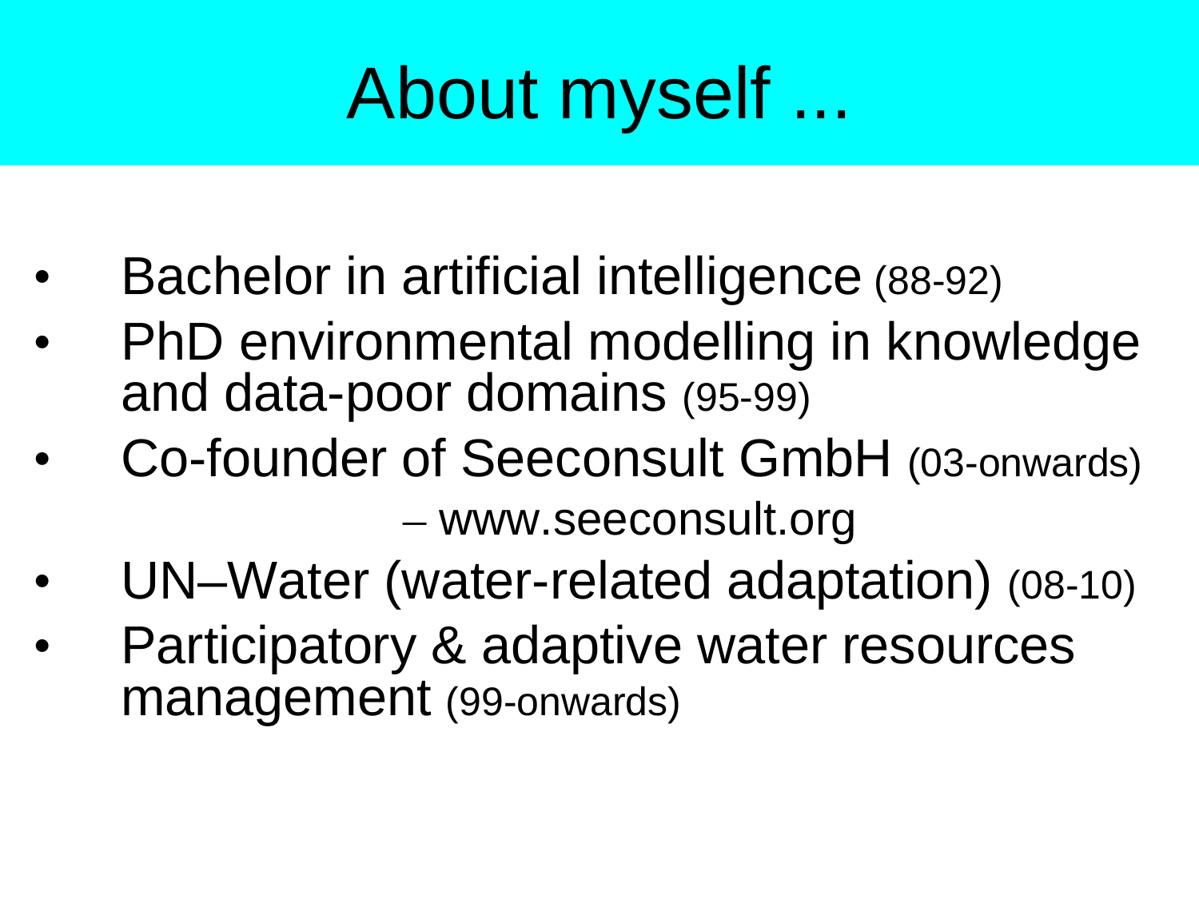# About myself ...

- Bachelor in artificial intelligence (88-92)
- PhD environmental modelling in knowledge and data-poor domains (95-99)
- Co-founder of Seeconsult GmbH (03-onwards)
  - www.seeconsult.org
- UN–Water (water-related adaptation) (08-10)
- Participatory & adaptive water resources management (99-onwards)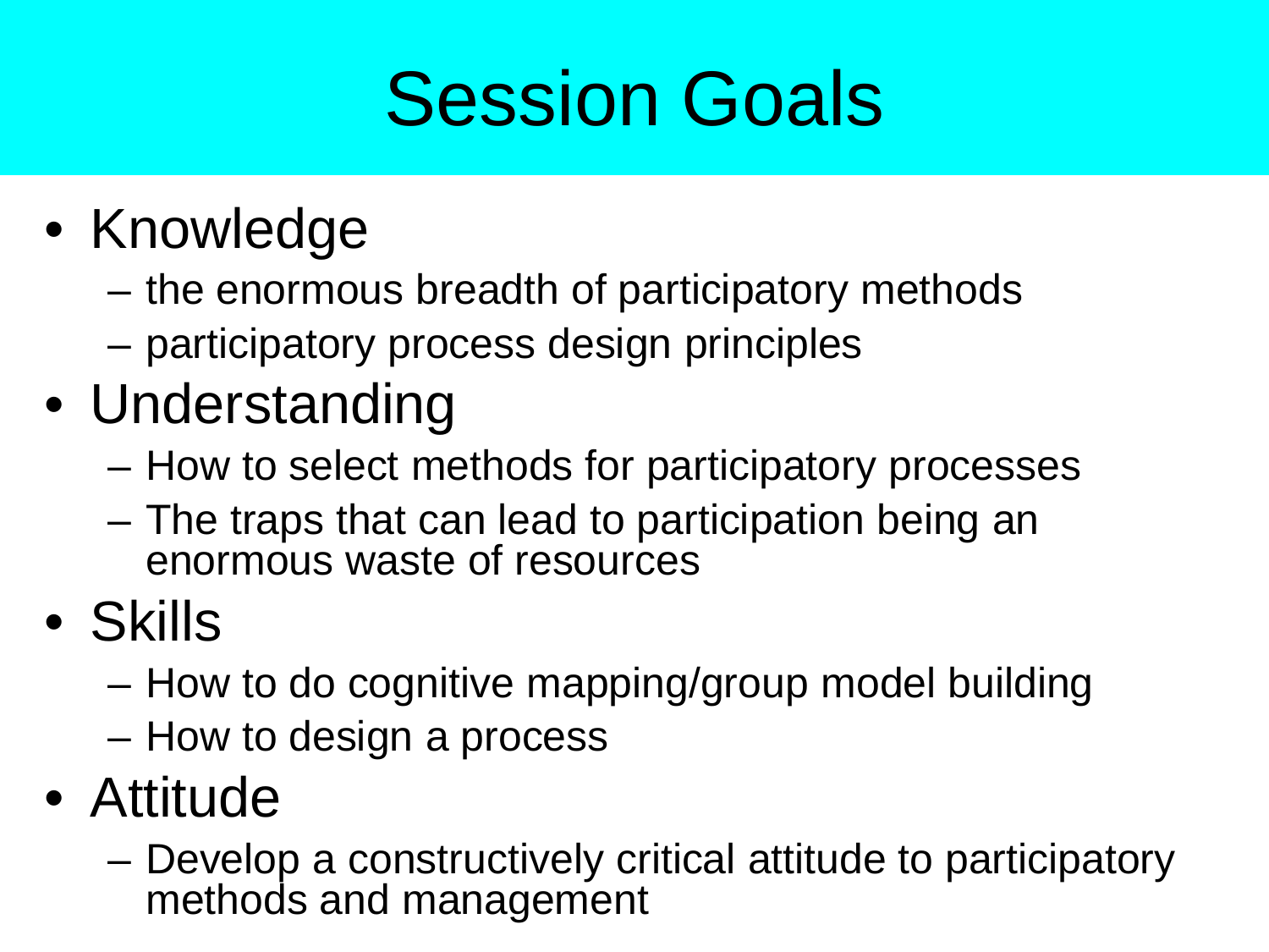# Session Goals

- Knowledge
  - the enormous breadth of participatory methods
  - participatory process design principles
- Understanding
  - How to select methods for participatory processes
  - The traps that can lead to participation being an enormous waste of resources
- Skills
  - How to do cognitive mapping/group model building
  - How to design a process
- Attitude
  - Develop a constructively critical attitude to participatory methods and management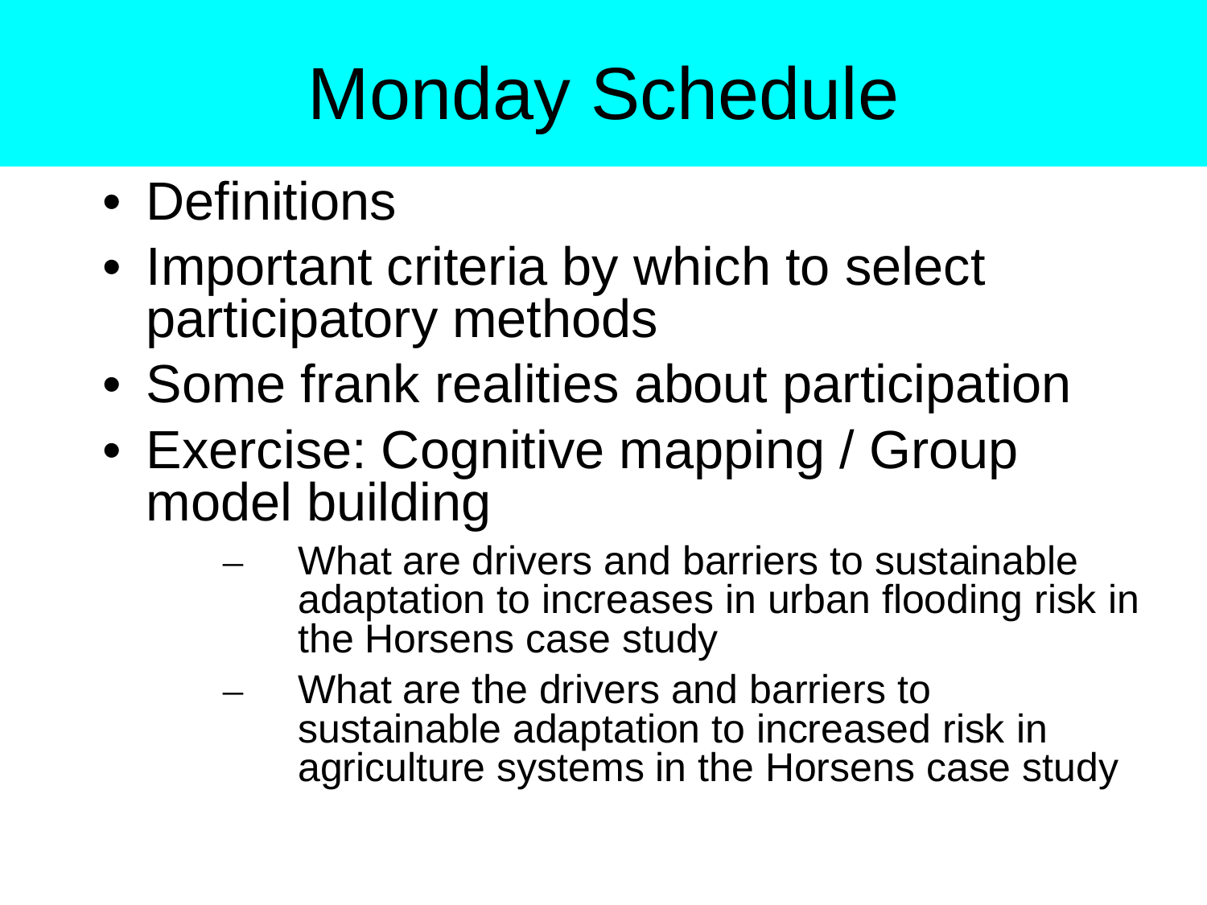# Monday Schedule

- Definitions
- Important criteria by which to select participatory methods
- Some frank realities about participation
- Exercise: Cognitive mapping / Group model building
  - What are drivers and barriers to sustainable adaptation to increases in urban flooding risk in the Horsens case study
  - What are the drivers and barriers to sustainable adaptation to increased risk in agriculture systems in the Horsens case study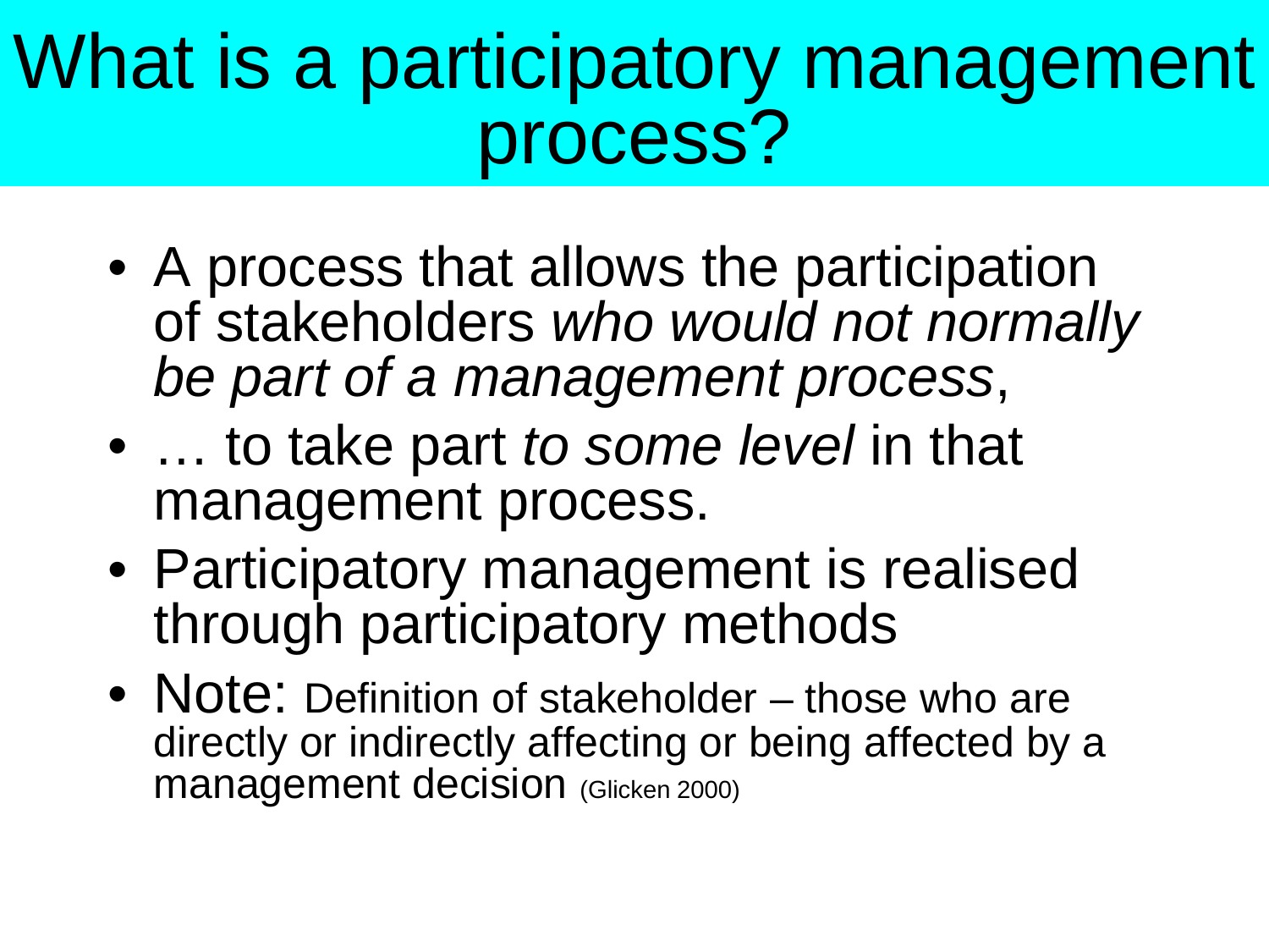# What is a participatory management process?

- A process that allows the participation of stakeholders *who would not normally be part of a management process*,
- … to take part *to some level* in that management process.
- Participatory management is realised through participatory methods
- Note: Definition of stakeholder – those who are directly or indirectly affecting or being affected by a management decision (Glicken 2000)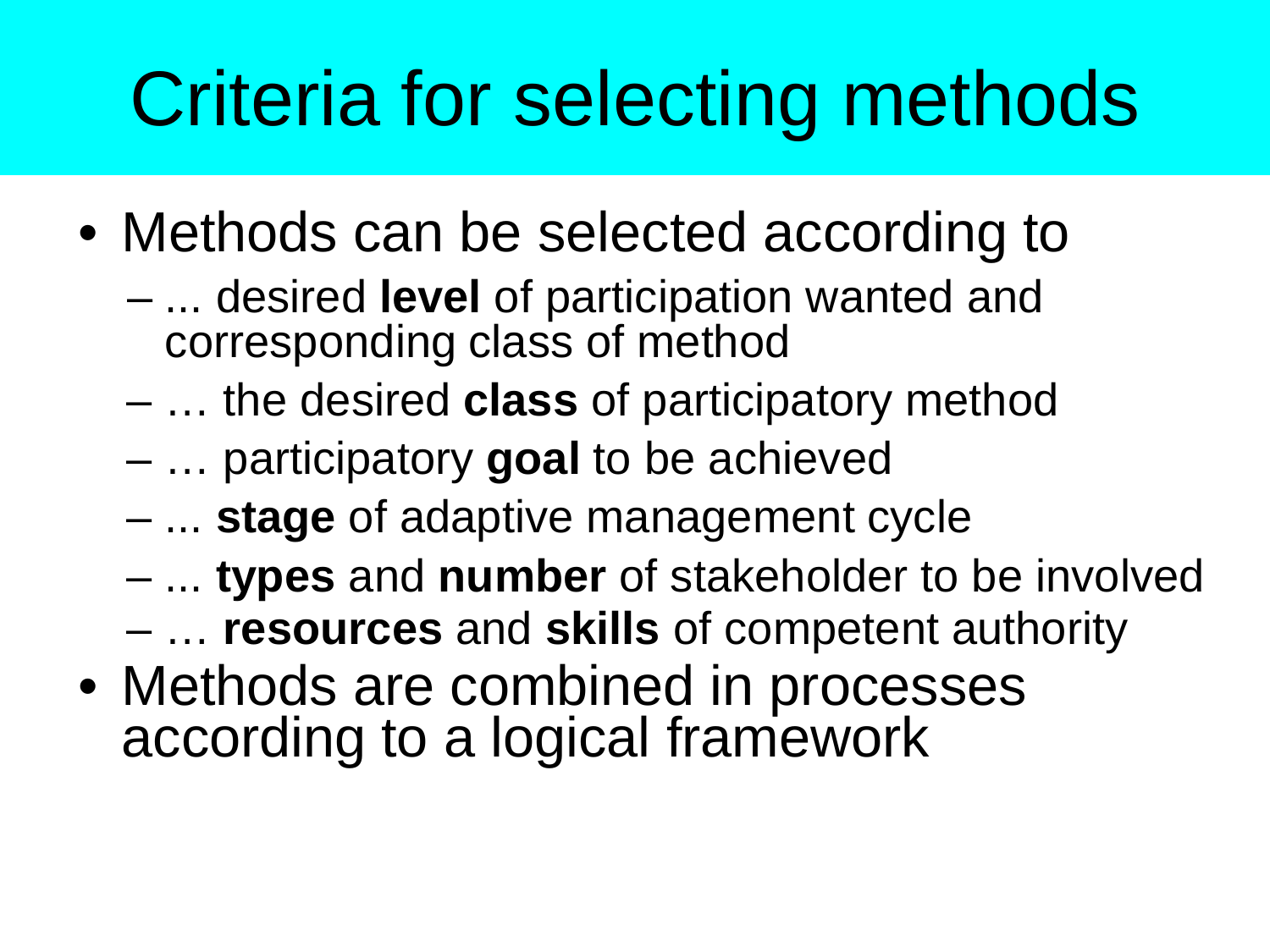# Criteria for selecting methods

- Methods can be selected according to
  - ... desired **level** of participation wanted and corresponding class of method
  - … the desired **class** of participatory method
  - … participatory **goal** to be achieved
  - ... **stage** of adaptive management cycle
  - ... **types** and **number** of stakeholder to be involved
  - … **resources** and **skills** of competent authority
- Methods are combined in processes according to a logical framework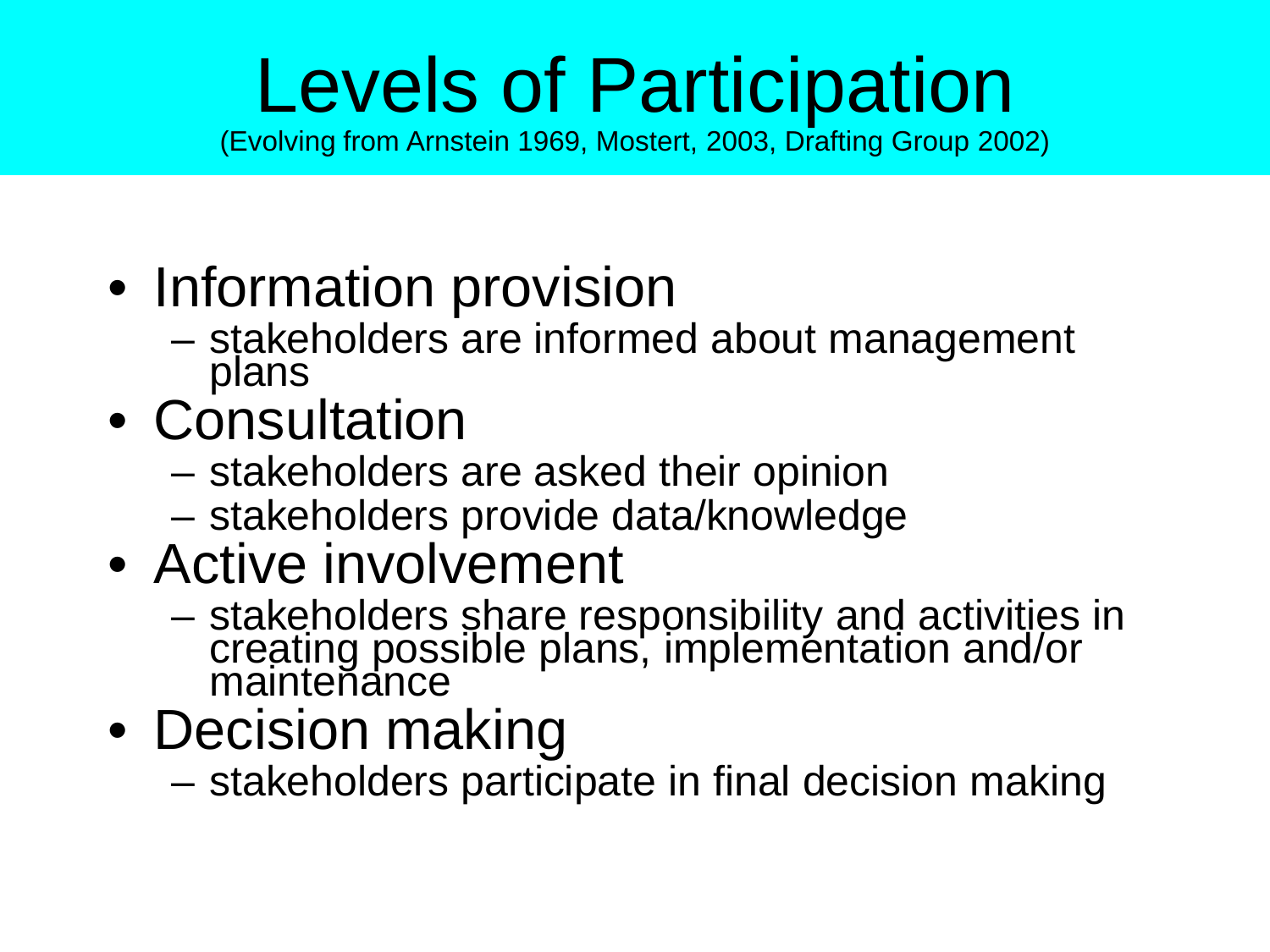# Levels of Participation

(Evolving from Arnstein 1969, Mostert, 2003, Drafting Group 2002)

- Information provision
  - stakeholders are informed about management plans
- Consultation
  - stakeholders are asked their opinion
  - stakeholders provide data/knowledge
- Active involvement
  - stakeholders share responsibility and activities in creating possible plans, implementation and/or maintenance
- Decision making
  - stakeholders participate in final decision making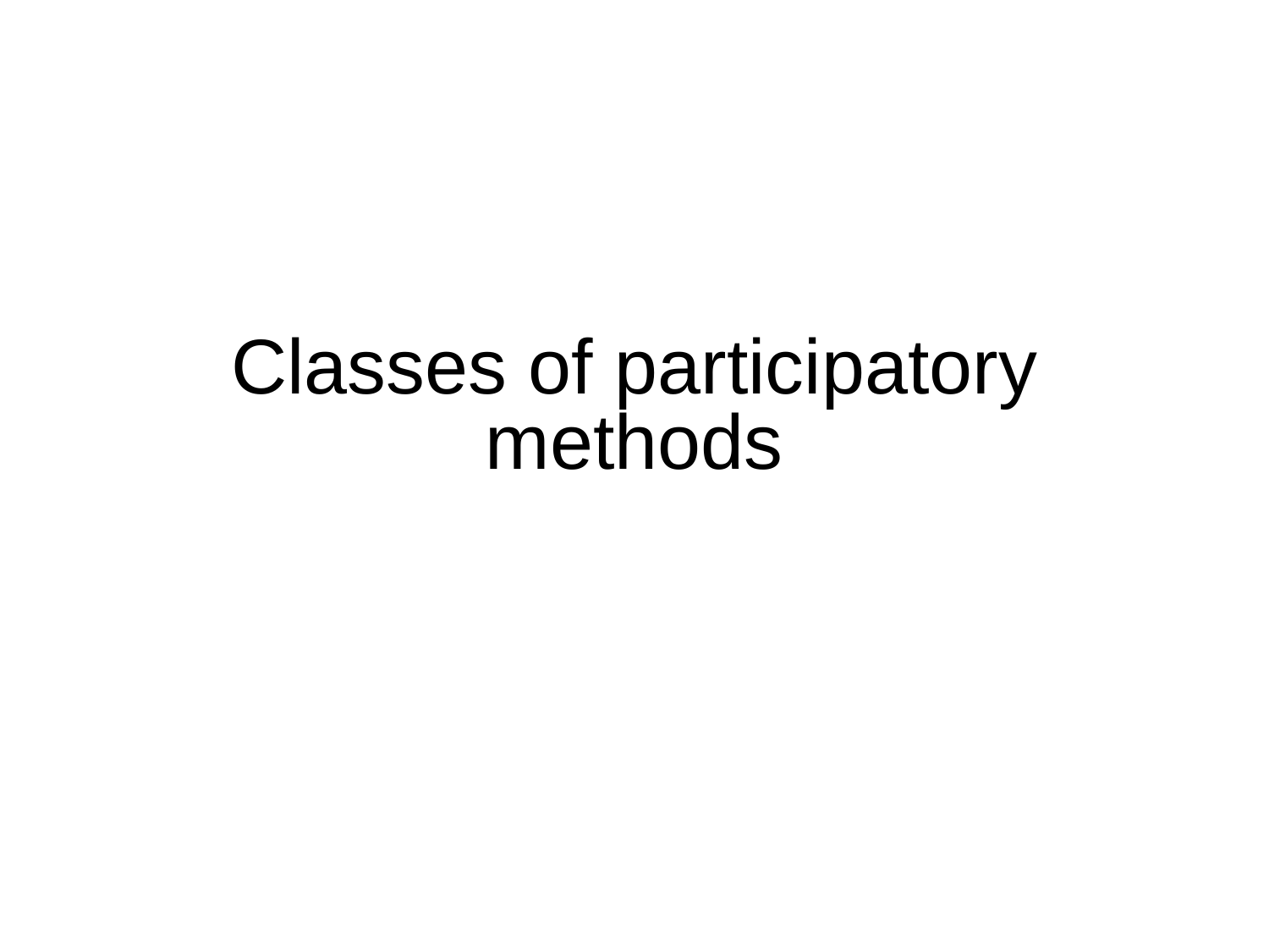# Classes of participatory methods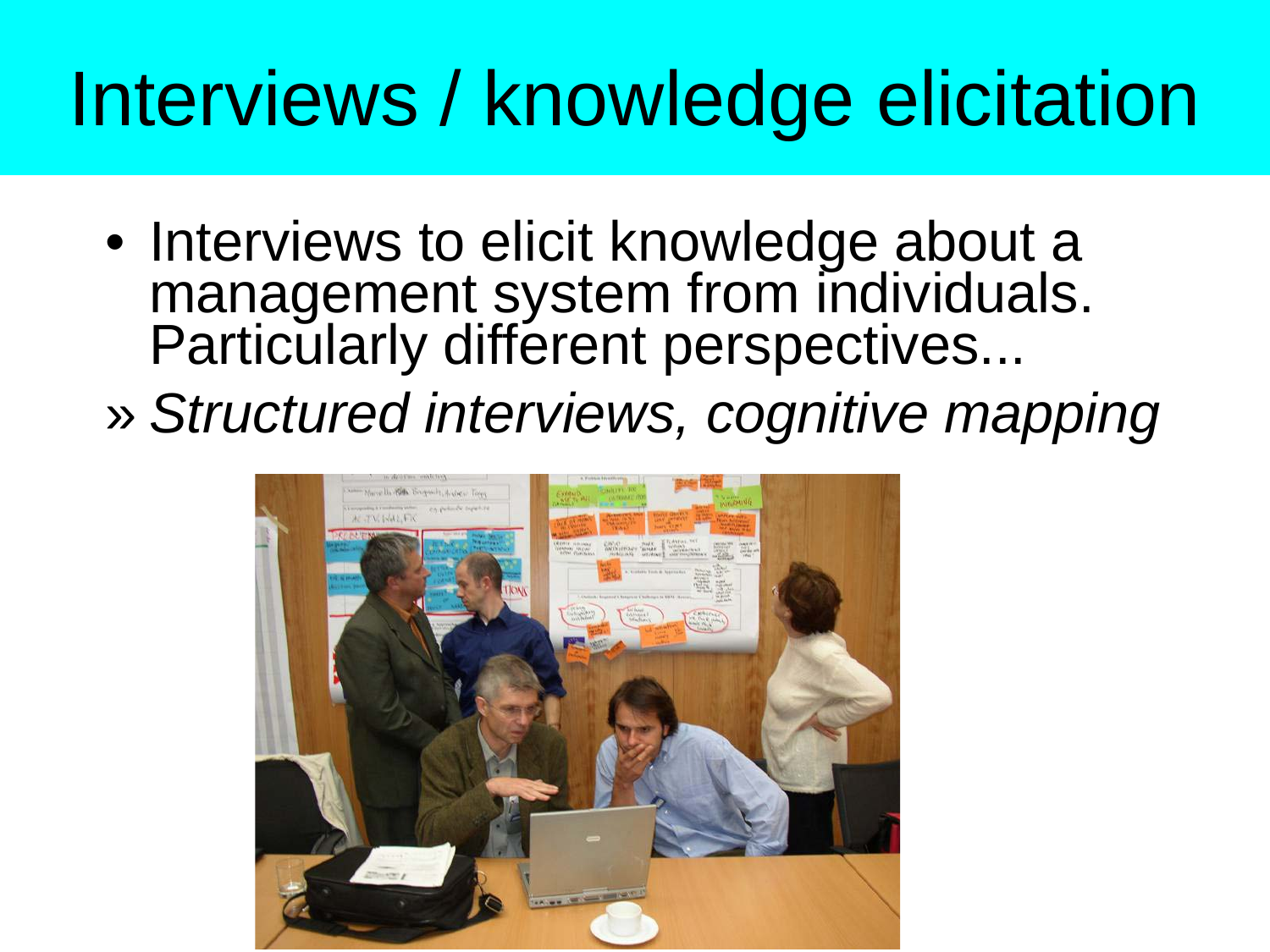# Interviews / knowledge elicitation

- Interviews to elicit knowledge about a management system from individuals. Particularly different perspectives...

» *Structured interviews, cognitive mapping*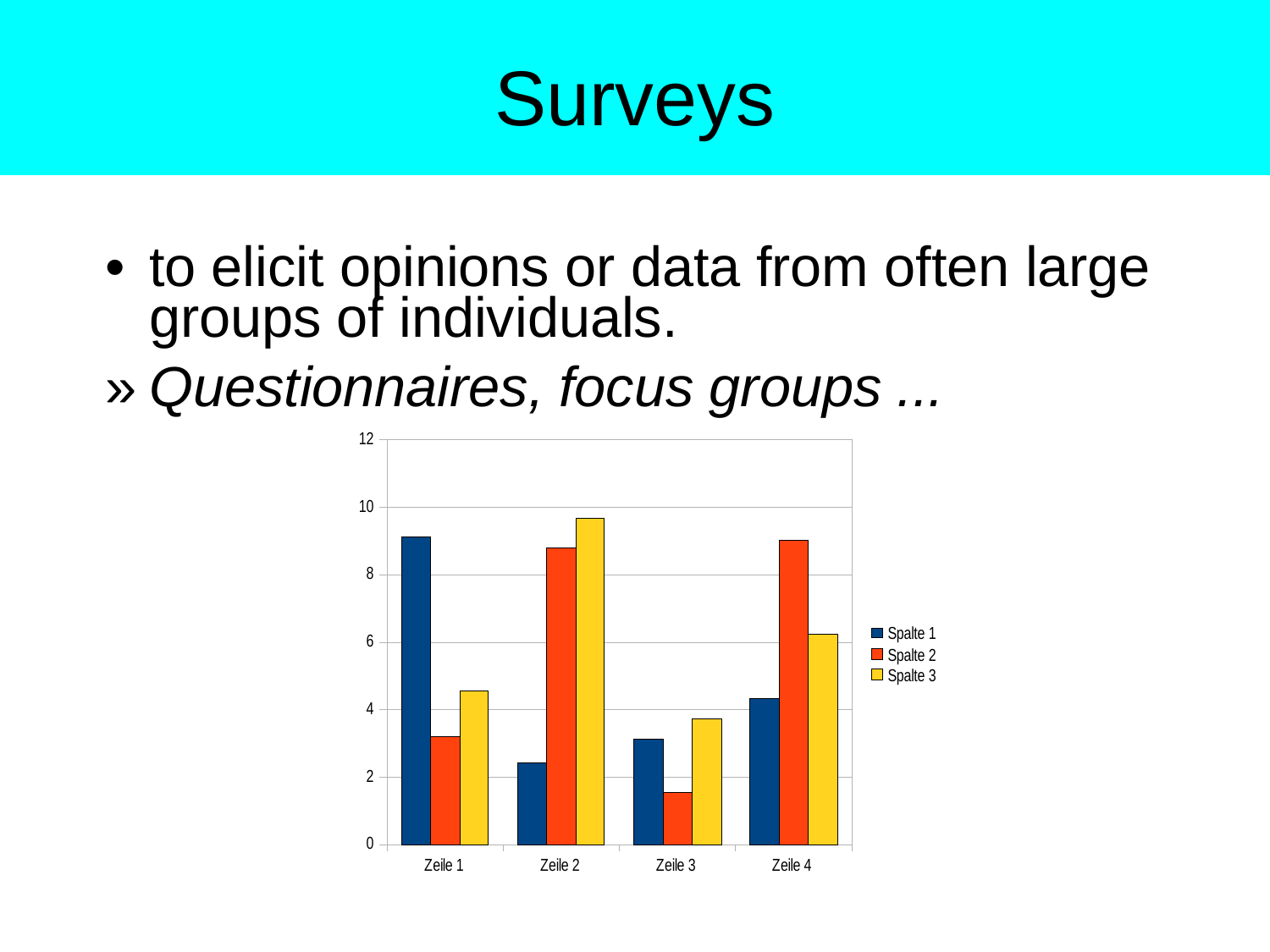# Surveys

- to elicit opinions or data from often large groups of individuals.

» *Questionnaires, focus groups ...*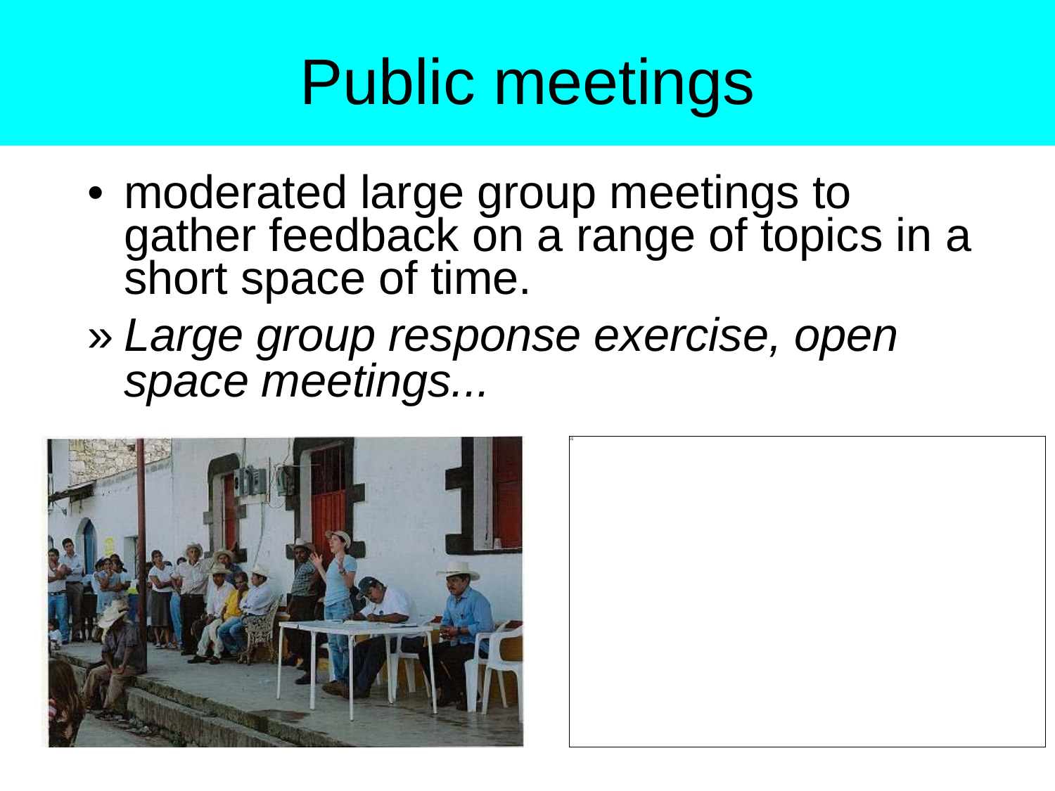# Public meetings

- moderated large group meetings to gather feedback on a range of topics in a short space of time.
  - *Large group response exercise, open space meetings...*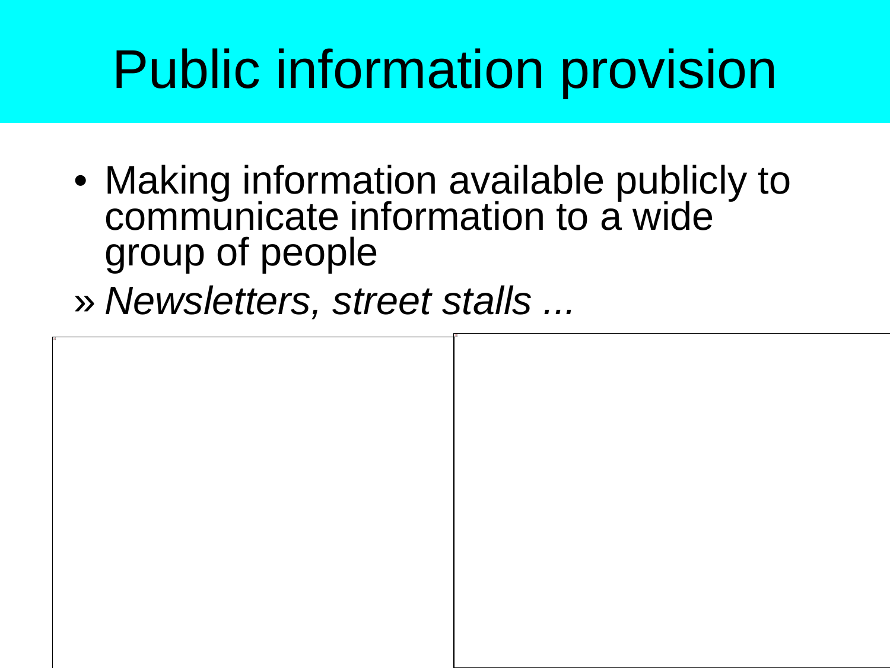# Public information provision

- Making information available publicly to communicate information to a wide group of people

» *Newsletters, street stalls ...*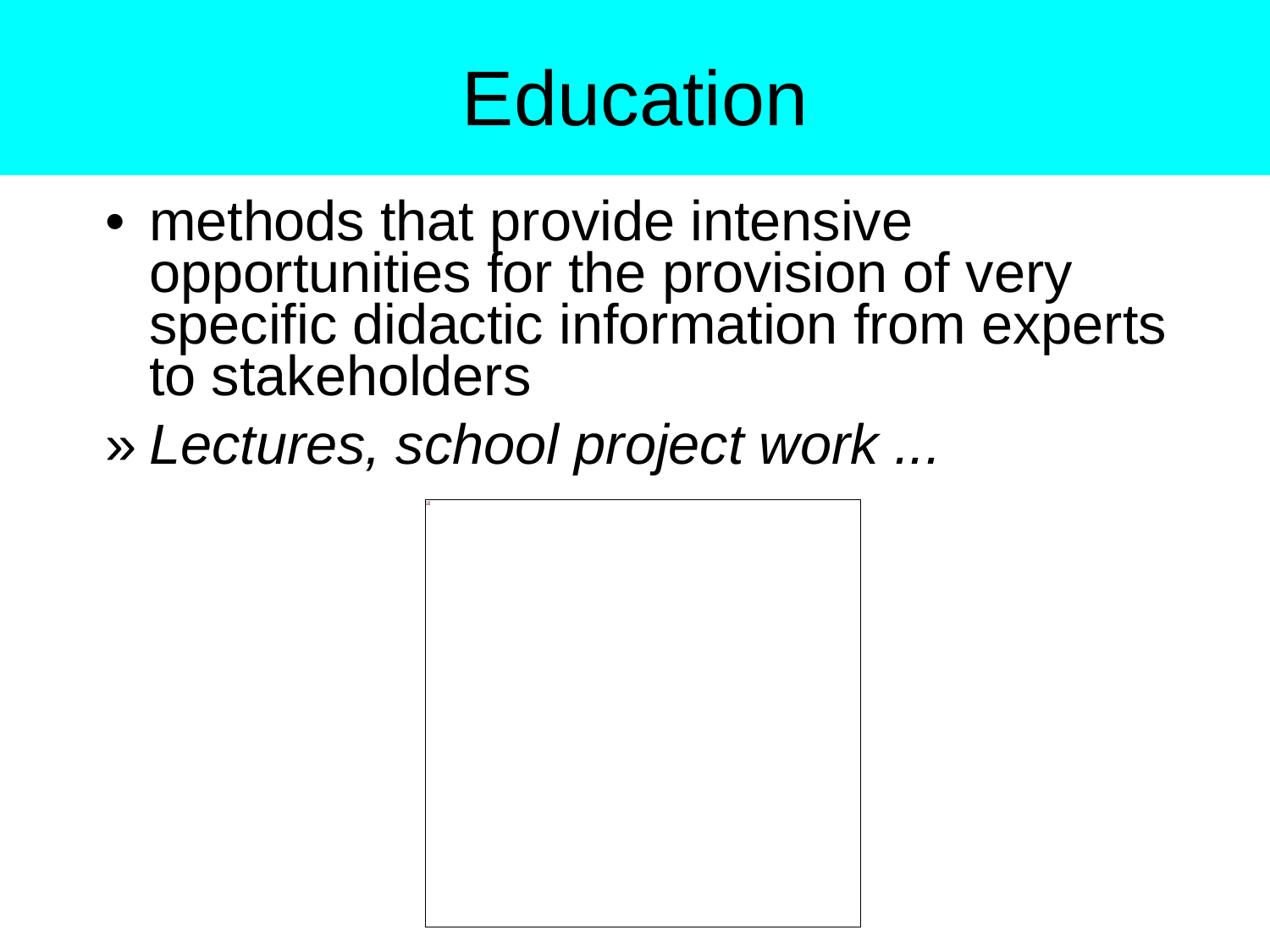# Education

- methods that provide intensive opportunities for the provision of very specific didactic information from experts to stakeholders

» *Lectures, school project work ...*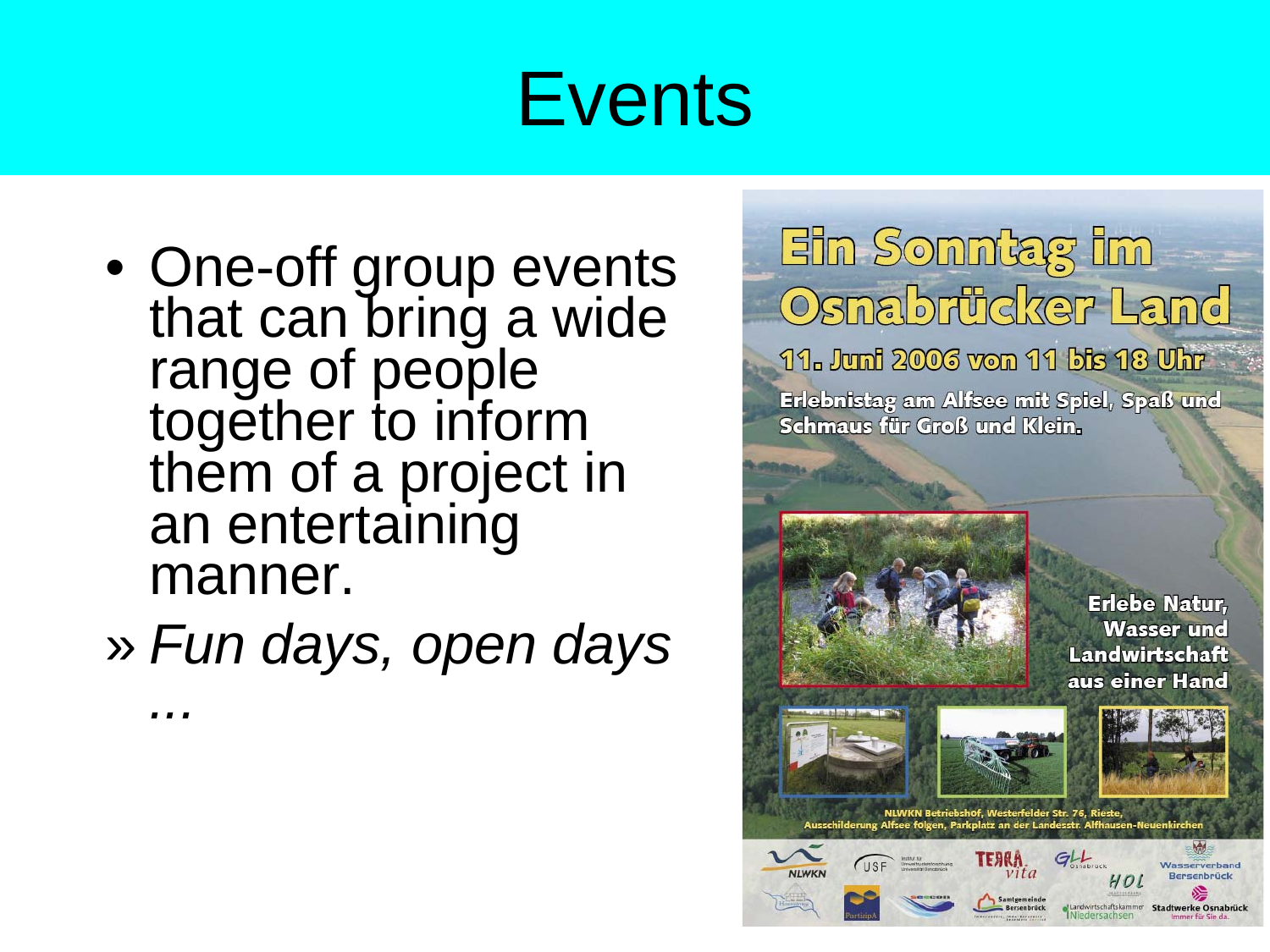# Events

- One-off group events that can bring a wide range of people together to inform them of a project in an entertaining manner.
  - » *Fun days, open days …*

**Ein Sonntag im Osnabrücker Land**

**11. Juni 2006 von 11 bis 18 Uhr**

**Erlebnistag am Alfsee mit Spiel, Spaß und Schmaus für Groß und Klein.**

**Erlebe Natur, Wasser und Landwirtschaft aus einer Hand**

NLWKN Betriebshof, Westerfelder Str. 76, Rieste, Ausschilderung Alfsee folgen, Parkplatz an der Landesstr. Alfhausen-Neuenkirchen

NLWKN · USF · TERRA vita · GLL Osnabrück · HOL · Wasserverband Bersenbrück · PartizipA · Samtgemeinde Bersenbrück · Landwirtschaftskammer Niedersachsen · Stadtwerke Osnabrück – Immer für Sie da.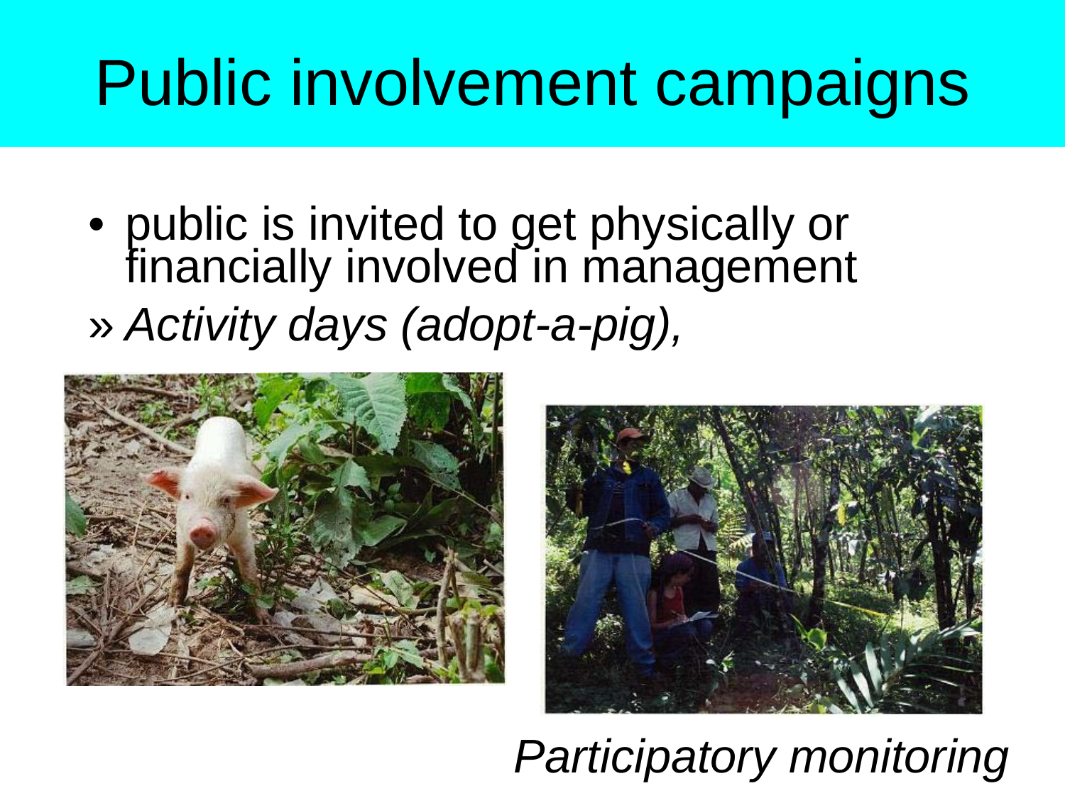# Public involvement campaigns

- public is invited to get physically or financially involved in management
  - » *Activity days (adopt-a-pig),*

*Participatory monitoring*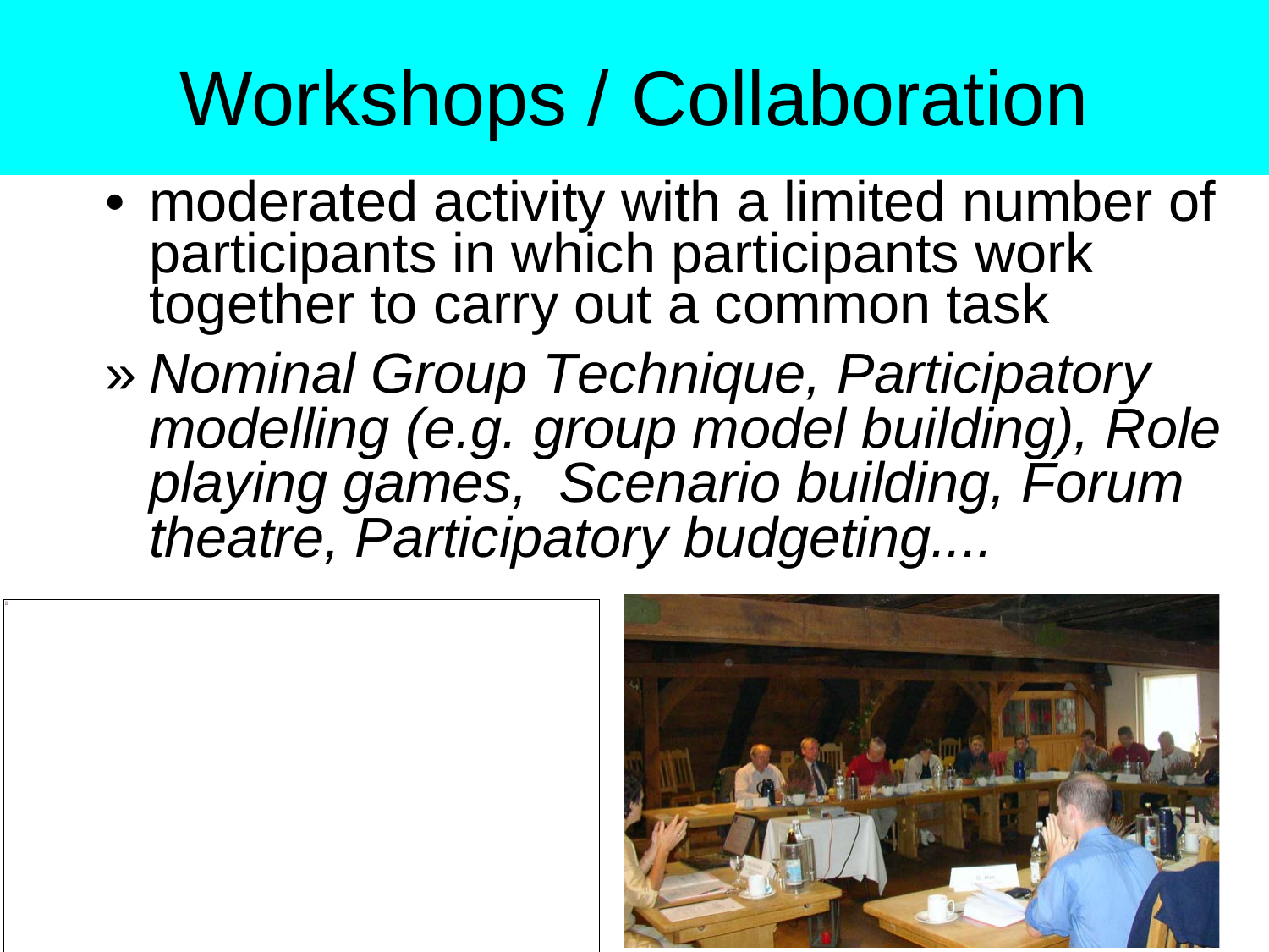# Workshops / Collaboration

- moderated activity with a limited number of participants in which participants work together to carry out a common task
  - *Nominal Group Technique, Participatory modelling (e.g. group model building), Role playing games, Scenario building, Forum theatre, Participatory budgeting....*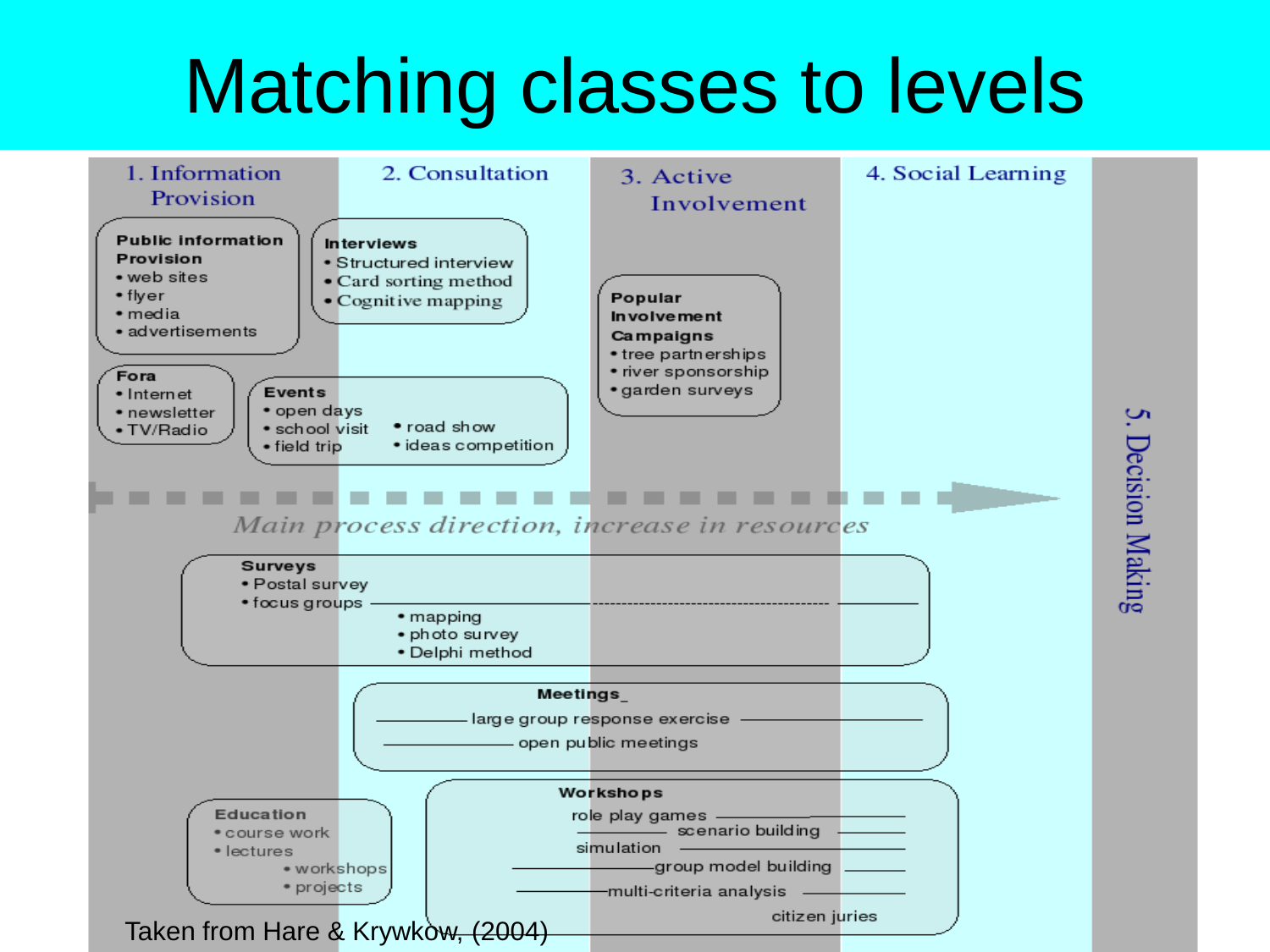# Matching classes to levels

1. Information Provision | 2. Consultation | 3. Active Involvement | 4. Social Learning | 5. Decision Making

**Public information Provision**
- web sites
- flyer
- media
- advertisements

**Interviews**
- Structured interview
- Card sorting method
- Cognitive mapping

**Popular Involvement Campaigns**
- tree partnerships
- river sponsorship
- garden surveys

**Fora**
- Internet
- newsletter
- TV/Radio

**Events**
- open days
- school visit
- field trip
- road show
- ideas competition

*Main process direction, increase in resources*

**Surveys**
- Postal survey
- focus groups
- mapping
- photo survey
- Delphi method

**Meetings**
- large group response exercise
- open public meetings

**Education**
- course work
- lectures
- workshops
- projects

**Workshops**
- role play games
- scenario building
- simulation
- group model building
- multi-criteria analysis
- citizen juries

Taken from Hare & Krywkow, (2004)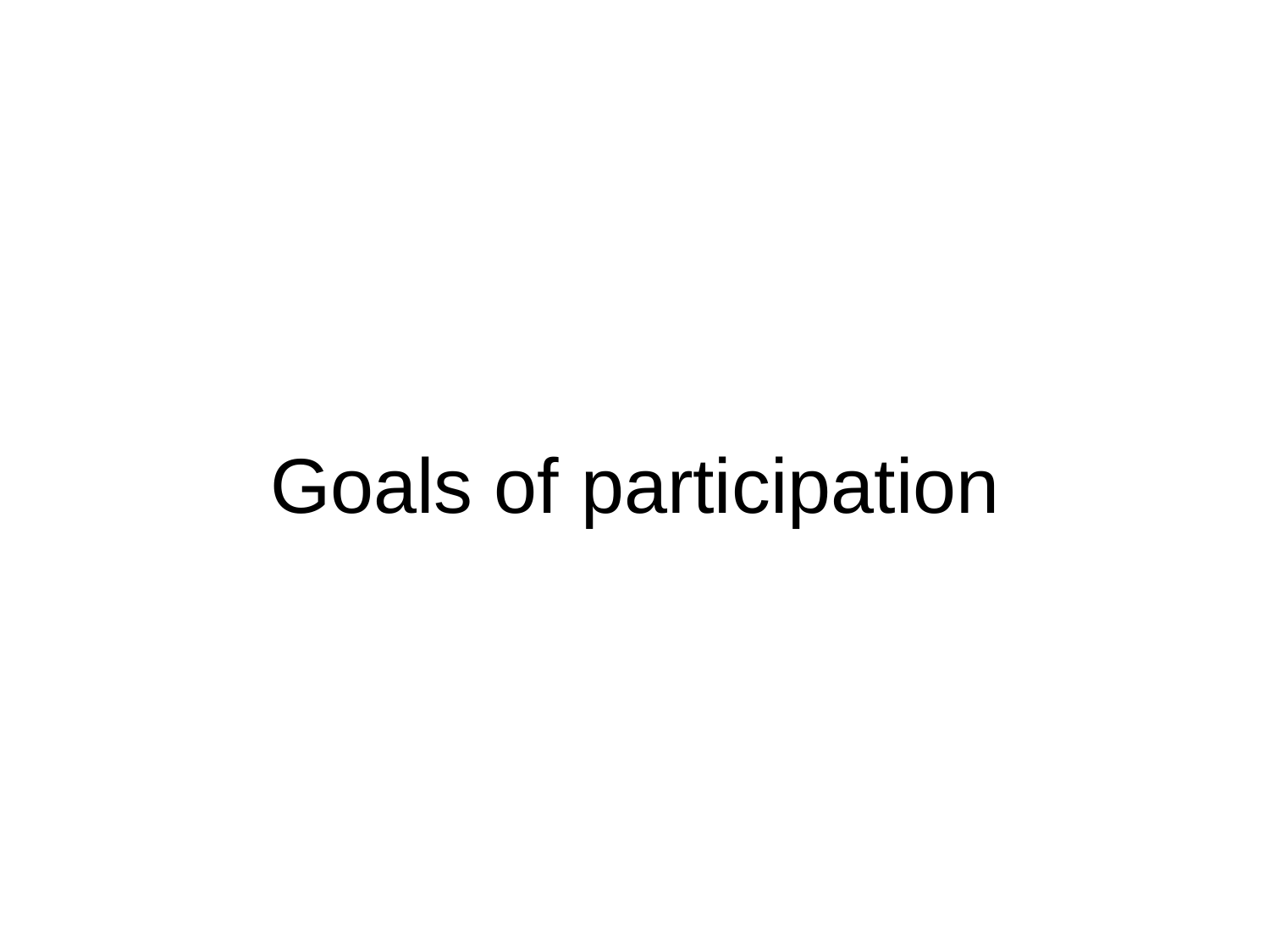# Goals of participation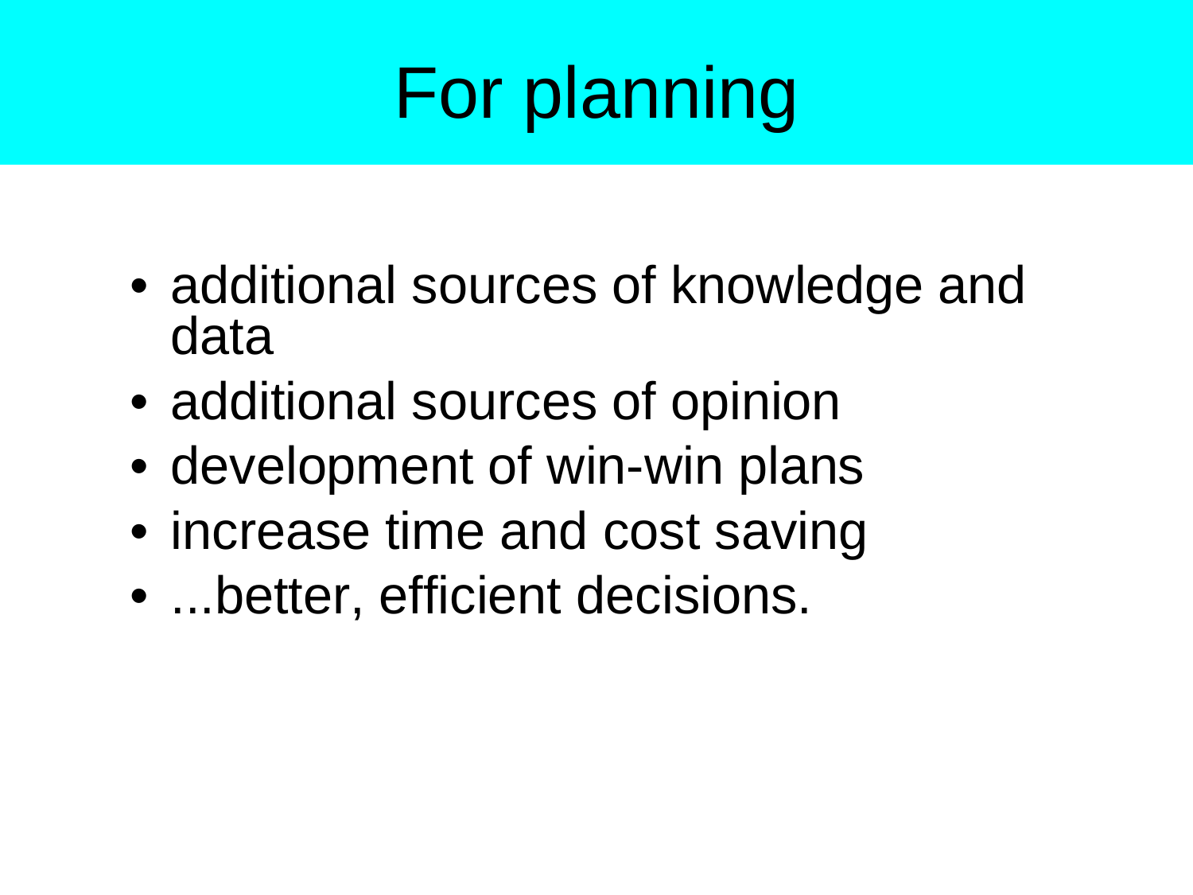# For planning

- additional sources of knowledge and data
- additional sources of opinion
- development of win-win plans
- increase time and cost saving
- ...better, efficient decisions.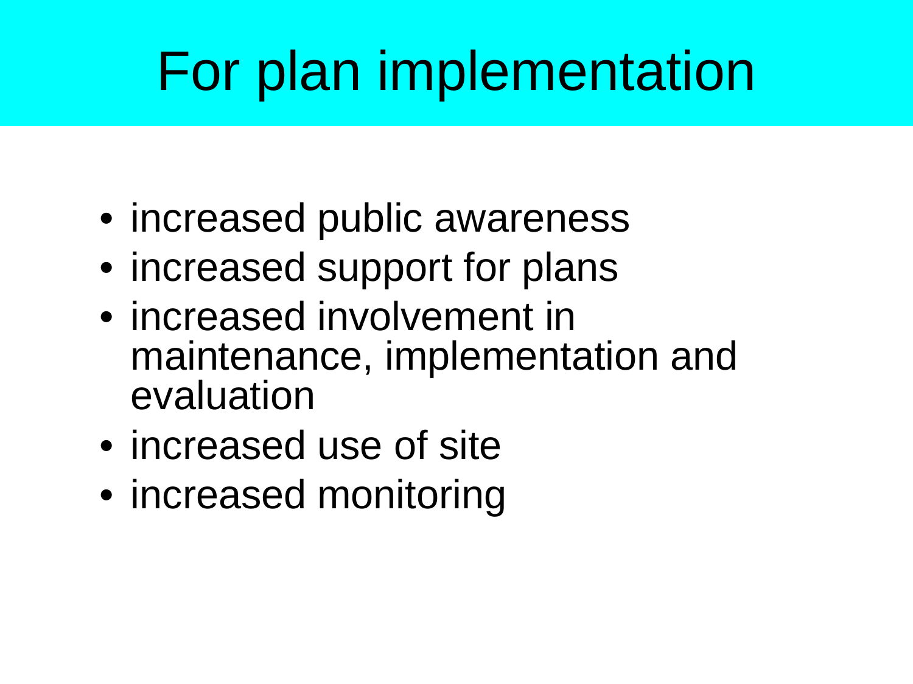# For plan implementation

- increased public awareness
- increased support for plans
- increased involvement in maintenance, implementation and evaluation
- increased use of site
- increased monitoring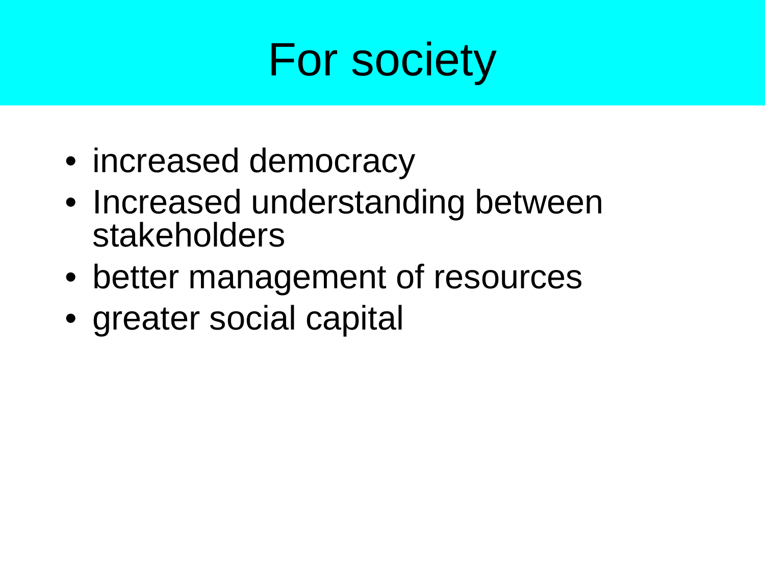# For society

- increased democracy
- Increased understanding between stakeholders
- better management of resources
- greater social capital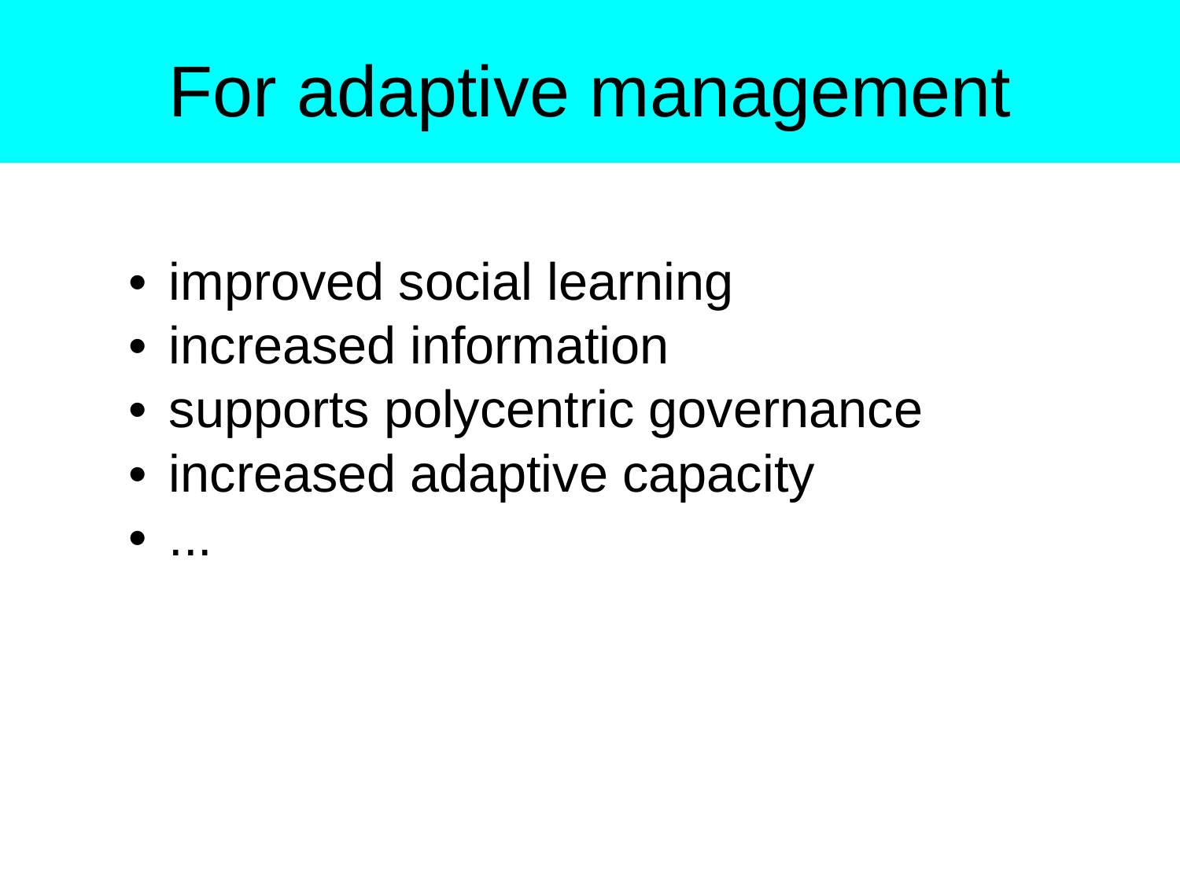# For adaptive management

- improved social learning
- increased information
- supports polycentric governance
- increased adaptive capacity
- ...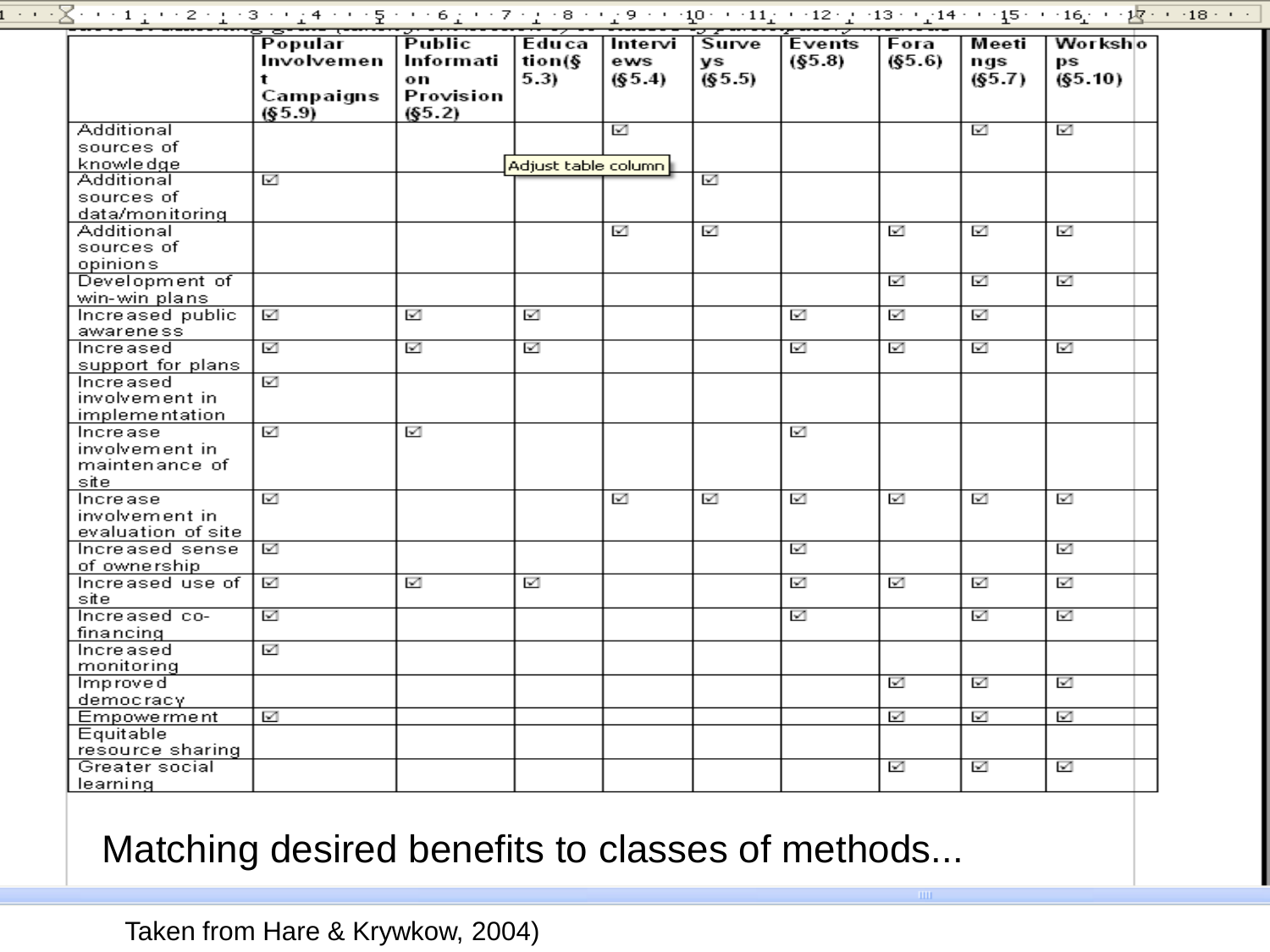| | Popular Involvement Campaigns (§5.9) | Public Information Provision (§5.2) | Education (§5.3) | Interviews (§5.4) | Surveys (§5.5) | Events (§5.8) | Fora (§5.6) | Meetings (§5.7) | Workshops (§5.10) |
|---|---|---|---|---|---|---|---|---|---|
| Additional sources of knowledge | | | | ☑ | | | | ☑ | ☑ |
| Additional sources of data/monitoring | ☑ | | | | ☑ | | | | |
| Additional sources of opinions | | | | ☑ | ☑ | | ☑ | ☑ | ☑ |
| Development of win-win plans | | | | | | | ☑ | ☑ | ☑ |
| Increased public awareness | ☑ | ☑ | ☑ | | | ☑ | ☑ | ☑ | |
| Increased support for plans | ☑ | ☑ | ☑ | | | ☑ | ☑ | ☑ | ☑ |
| Increased involvement in implementation | ☑ | | | | | | | | |
| Increase involvement in maintenance of site | ☑ | ☑ | | | | ☑ | | | |
| Increase involvement in evaluation of site | ☑ | | | ☑ | ☑ | ☑ | ☑ | ☑ | ☑ |
| Increased sense of ownership | ☑ | | | | | ☑ | | | ☑ |
| Increased use of site | ☑ | ☑ | ☑ | | | ☑ | ☑ | ☑ | ☑ |
| Increased co-financing | ☑ | | | | | ☑ | | ☑ | ☑ |
| Increased monitoring | ☑ | | | | | | | | |
| Improved democracy | | | | | | | ☑ | ☑ | ☑ |
| Empowerment | ☑ | | | | | | ☑ | ☑ | ☑ |
| Equitable resource sharing | | | | | | | | | |
| Greater social learning | | | | | | | ☑ | ☑ | ☑ |

Matching desired benefits to classes of methods...

Taken from Hare & Krywkow, 2004)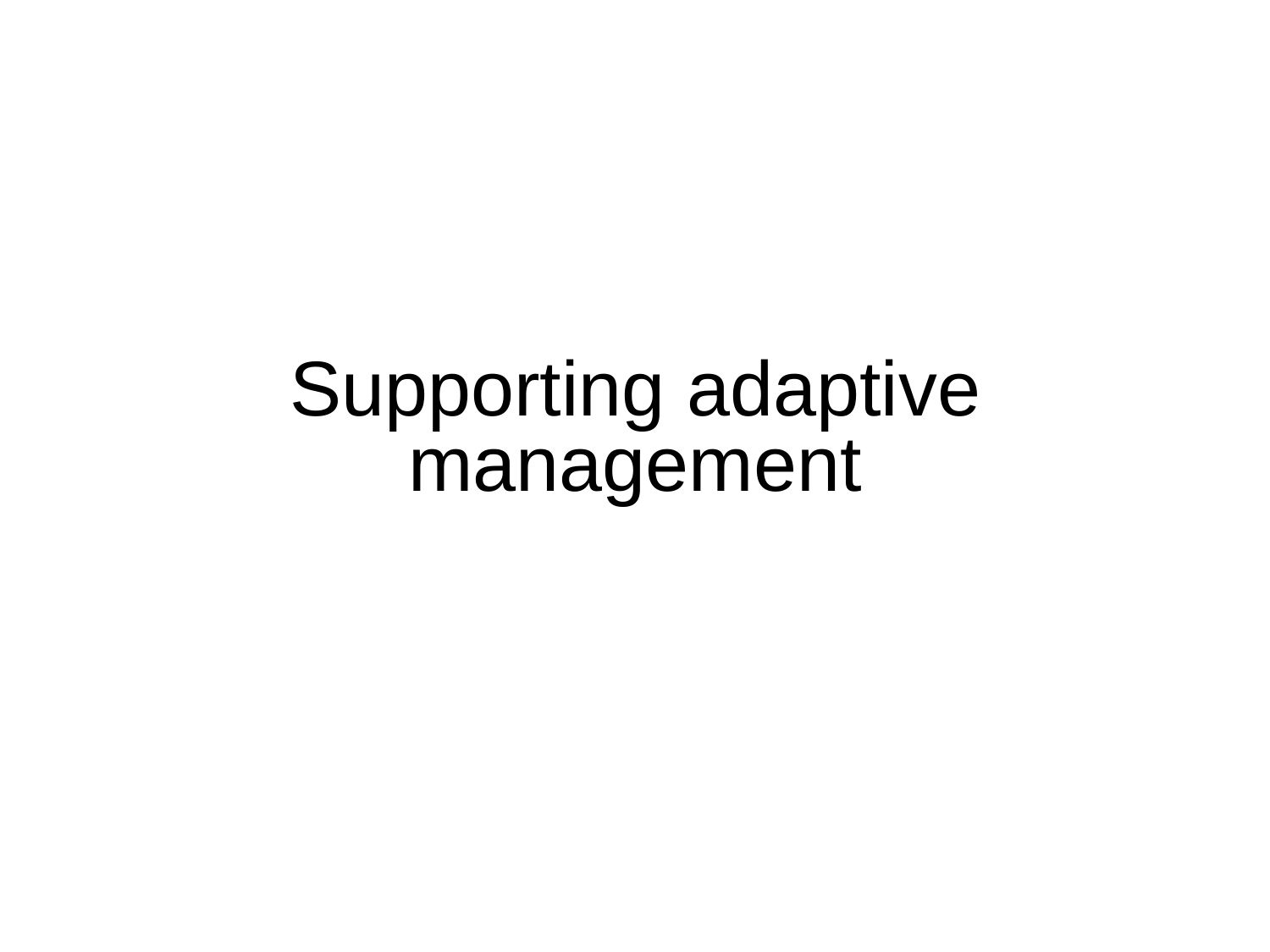# Supporting adaptive management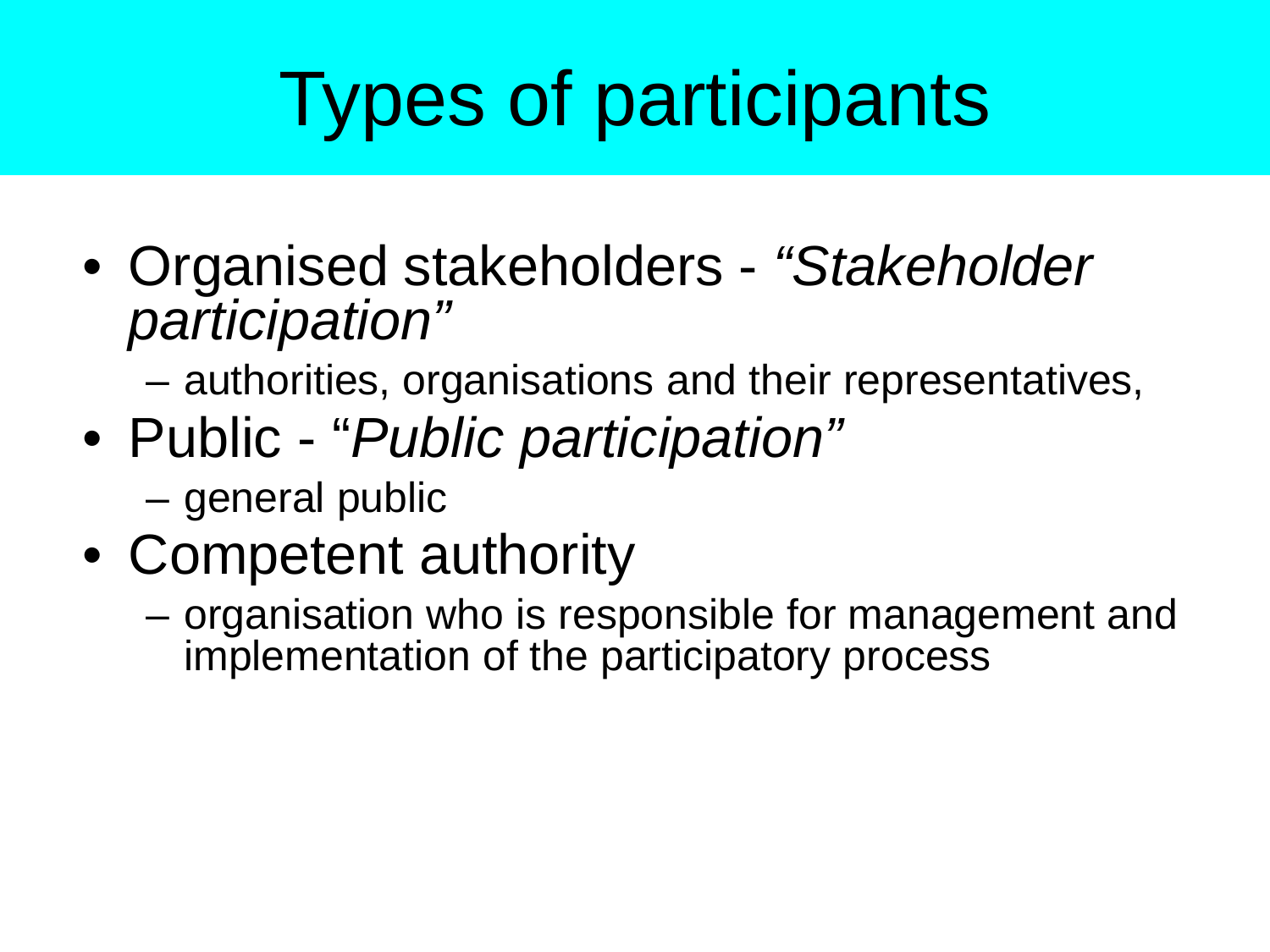# Types of participants

- Organised stakeholders - *"Stakeholder participation"*
  - authorities, organisations and their representatives,
- Public - "*Public participation*"
  - general public
- Competent authority
  - organisation who is responsible for management and implementation of the participatory process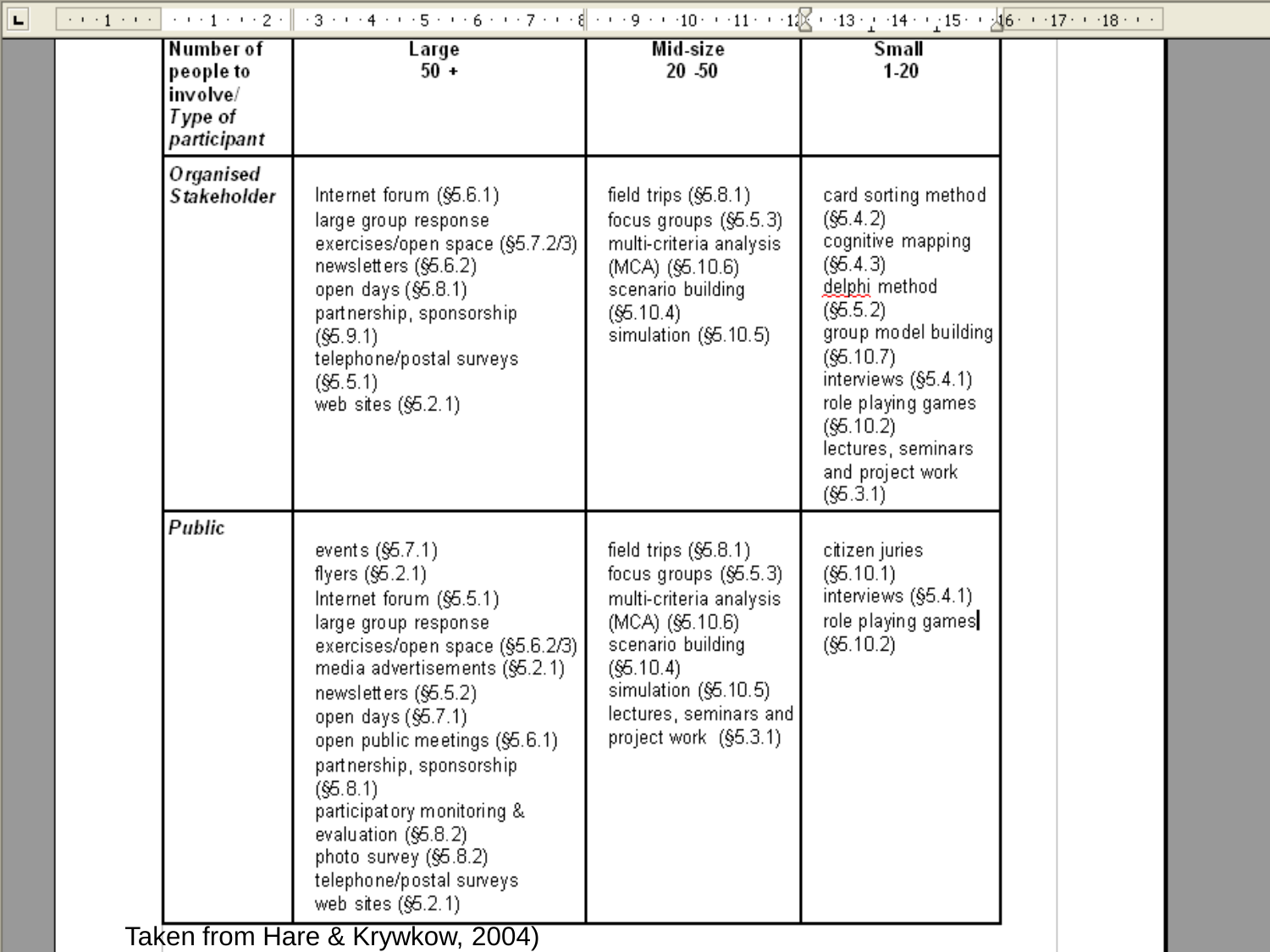| Number of people to involve/ *Type of participant* | Large 50 + | Mid-size 20 -50 | Small 1-20 |
|---|---|---|---|
| ***Organised Stakeholder*** | Internet forum (§5.6.1)<br>large group response exercises/open space (§5.7.2/3)<br>newsletters (§5.6.2)<br>open days (§5.8.1)<br>partnership, sponsorship (§5.9.1)<br>telephone/postal surveys (§5.5.1)<br>web sites (§5.2.1) | field trips (§5.8.1)<br>focus groups (§5.5.3)<br>multi-criteria analysis (MCA) (§5.10.6)<br>scenario building (§5.10.4)<br>simulation (§5.10.5) | card sorting method (§5.4.2)<br>cognitive mapping (§5.4.3)<br>delphi method (§5.5.2)<br>group model building (§5.10.7)<br>interviews (§5.4.1)<br>role playing games (§5.10.2)<br>lectures, seminars and project work (§5.3.1) |
| ***Public*** | events (§5.7.1)<br>flyers (§5.2.1)<br>Internet forum (§5.5.1)<br>large group response exercises/open space (§5.6.2/3)<br>media advertisements (§5.2.1)<br>newsletters (§5.5.2)<br>open days (§5.7.1)<br>open public meetings (§5.6.1)<br>partnership, sponsorship (§5.8.1)<br>participatory monitoring & evaluation (§5.8.2)<br>photo survey (§5.8.2)<br>telephone/postal surveys<br>web sites (§5.2.1) | field trips (§5.8.1)<br>focus groups (§5.5.3)<br>multi-criteria analysis (MCA) (§5.10.6)<br>scenario building (§5.10.4)<br>simulation (§5.10.5)<br>lectures, seminars and project work (§5.3.1) | citizen juries (§5.10.1)<br>interviews (§5.4.1)<br>role playing games (§5.10.2) |

Taken from Hare & Krywkow, 2004)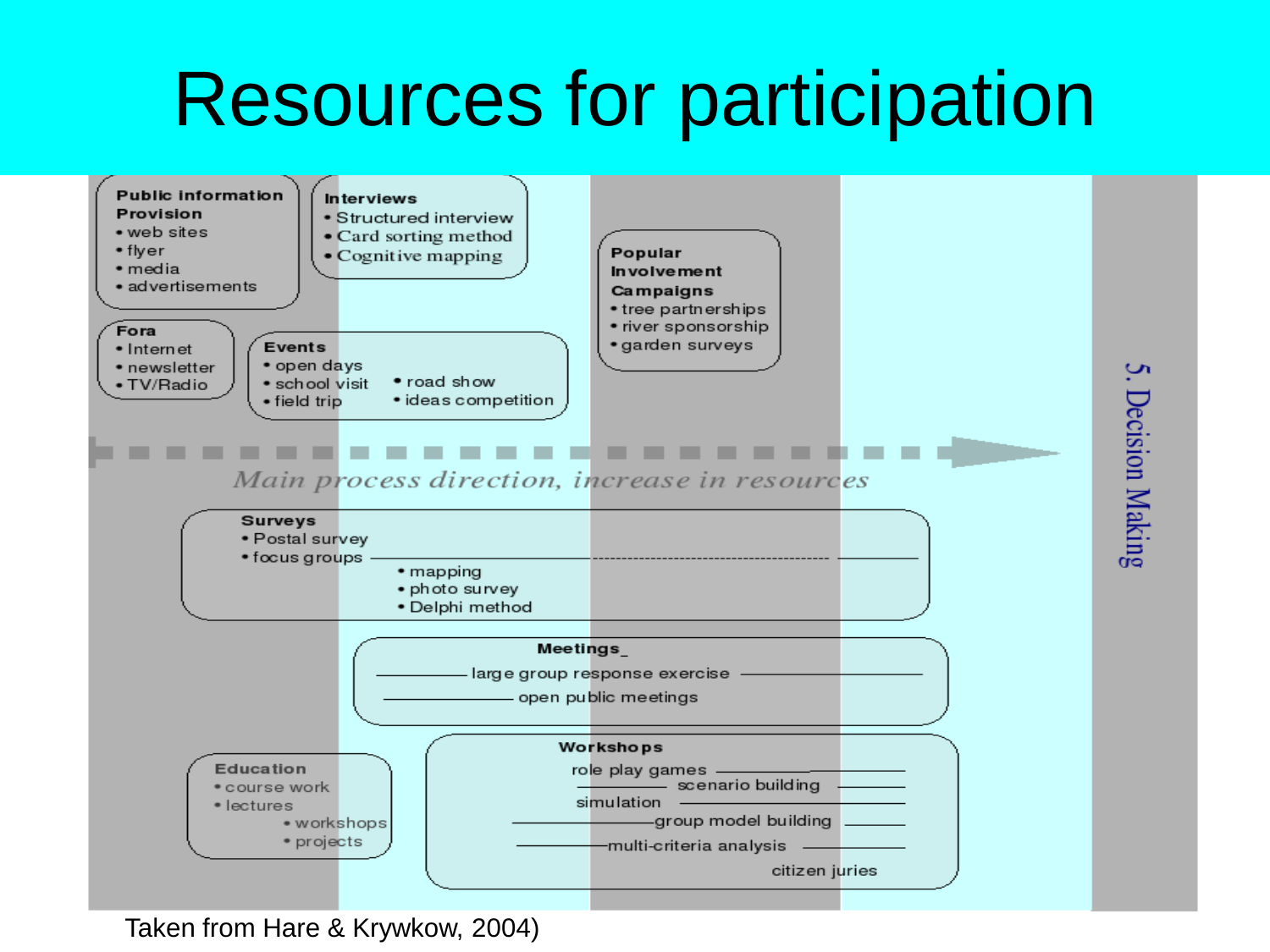# Resources for participation

**Public information Provision**
- web sites
- flyer
- media
- advertisements

**Interviews**
- Structured interview
- Card sorting method
- Cognitive mapping

**Popular Involvement Campaigns**
- tree partnerships
- river sponsorship
- garden surveys

**Fora**
- Internet
- newsletter
- TV/Radio

**Events**
- open days
- school visit
- field trip
- road show
- ideas competition

*Main process direction, increase in resources*

5. Decision Making

**Surveys**
- Postal survey
- focus groups
- mapping
- photo survey
- Delphi method

**Meetings**
- large group response exercise
- open public meetings

**Education**
- course work
- lectures
- workshops
- projects

**Workshops**
- role play games
- scenario building
- simulation
- group model building
- multi-criteria analysis
- citizen juries

Taken from Hare & Krywkow, 2004)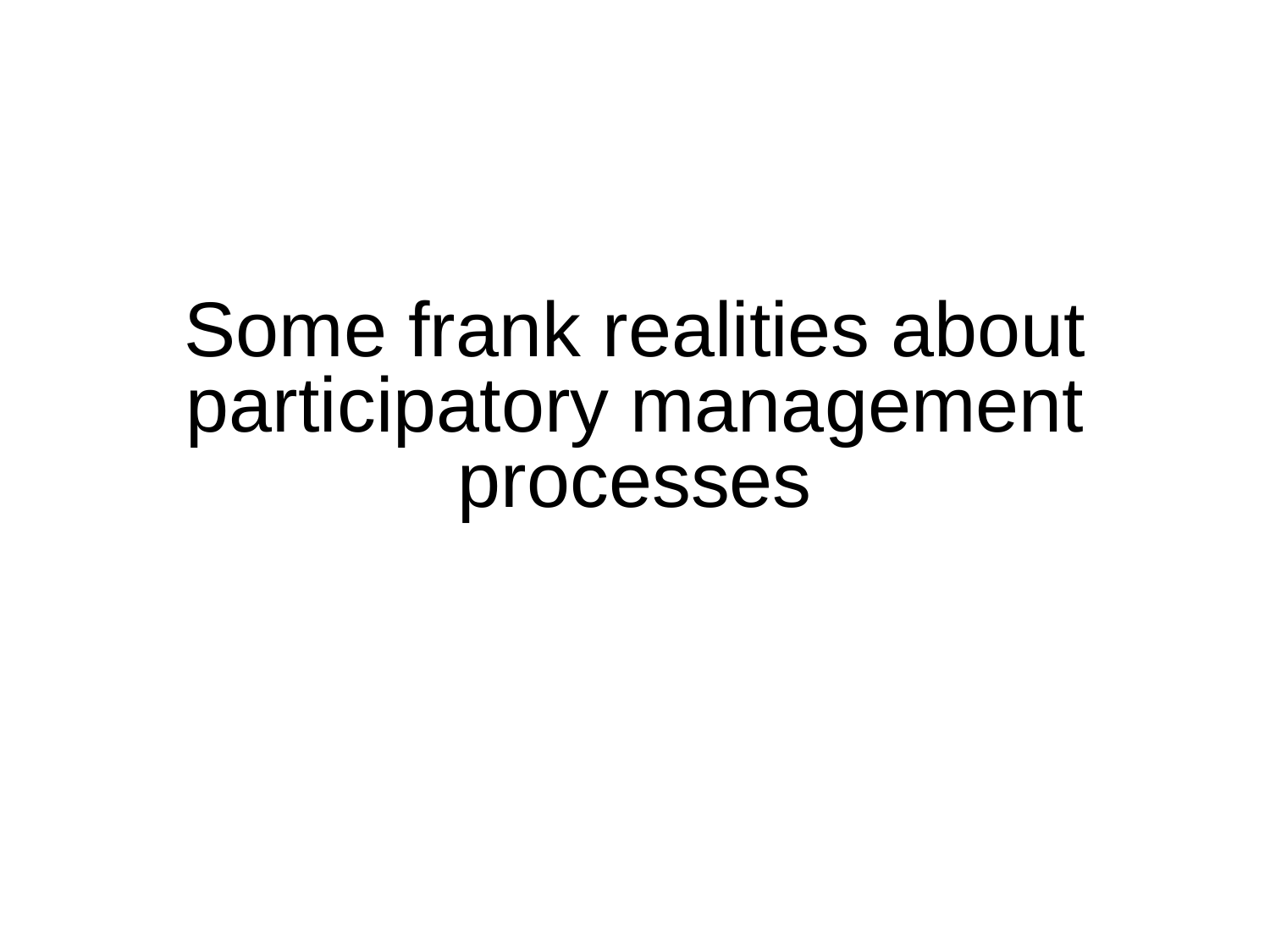# Some frank realities about participatory management processes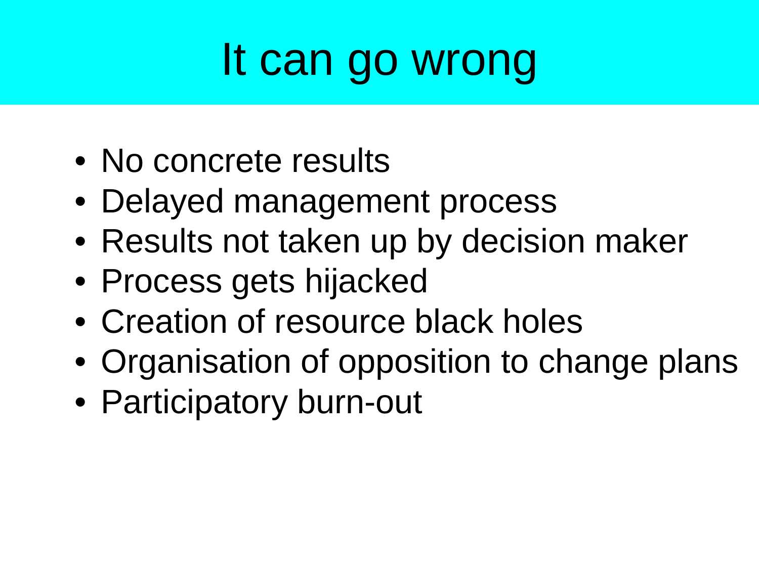# It can go wrong

- No concrete results
- Delayed management process
- Results not taken up by decision maker
- Process gets hijacked
- Creation of resource black holes
- Organisation of opposition to change plans
- Participatory burn-out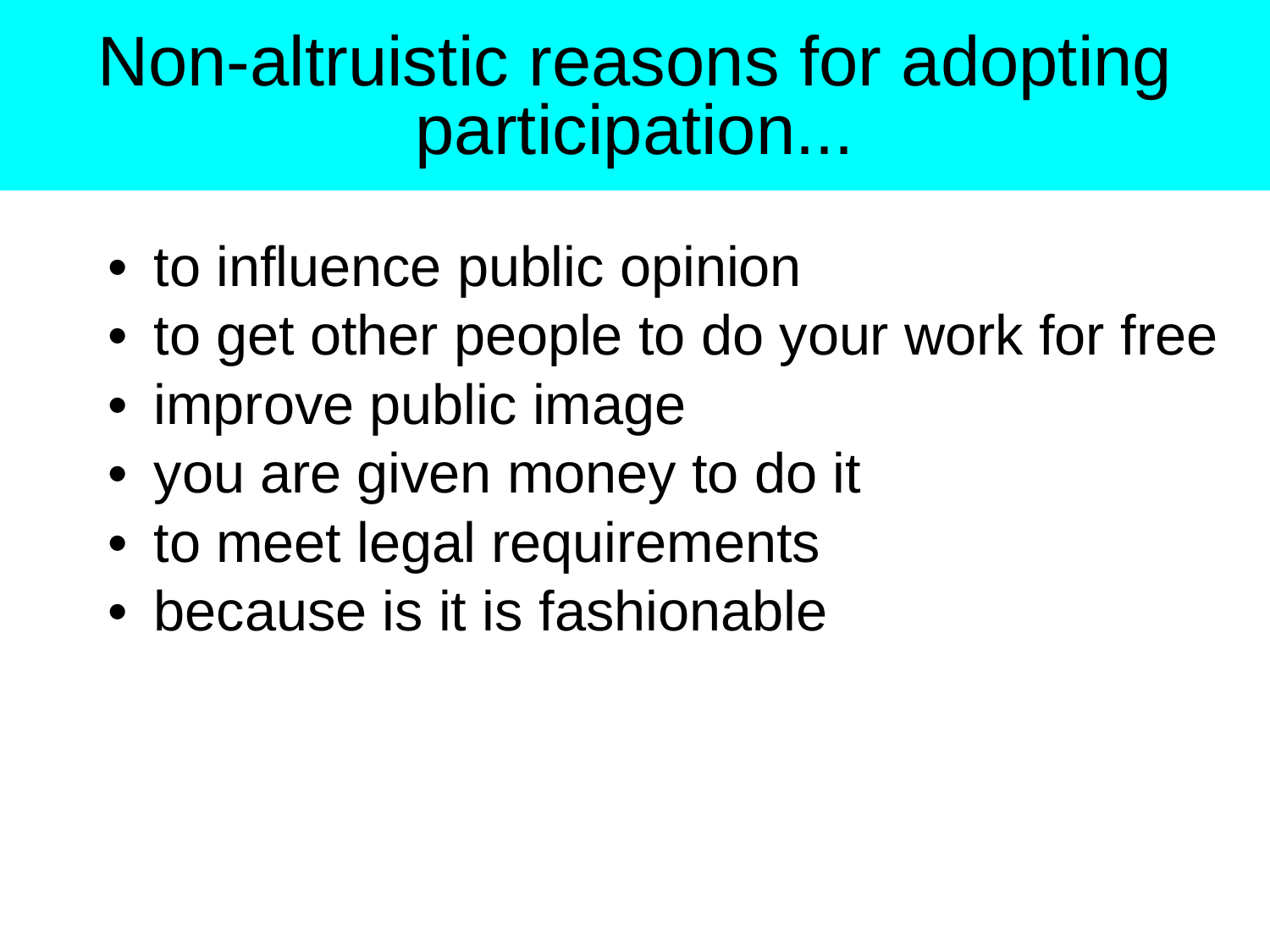# Non-altruistic reasons for adopting participation...

- to influence public opinion
- to get other people to do your work for free
- improve public image
- you are given money to do it
- to meet legal requirements
- because is it is fashionable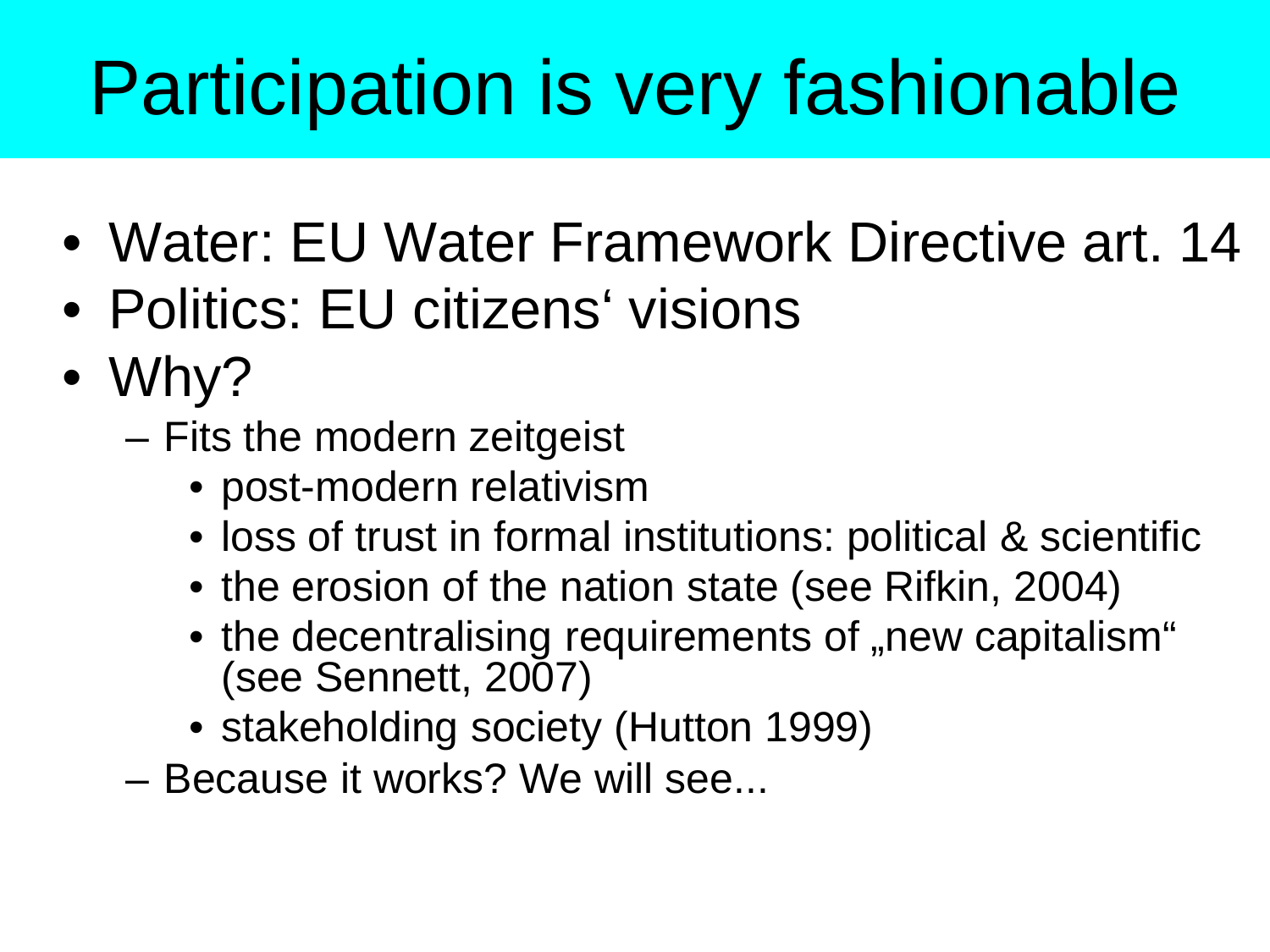# Participation is very fashionable

- Water: EU Water Framework Directive art. 14
- Politics: EU citizens‘ visions
- Why?
  - Fits the modern zeitgeist
    - post-modern relativism
    - loss of trust in formal institutions: political & scientific
    - the erosion of the nation state (see Rifkin, 2004)
    - the decentralising requirements of „new capitalism“ (see Sennett, 2007)
    - stakeholding society (Hutton 1999)
  - Because it works? We will see...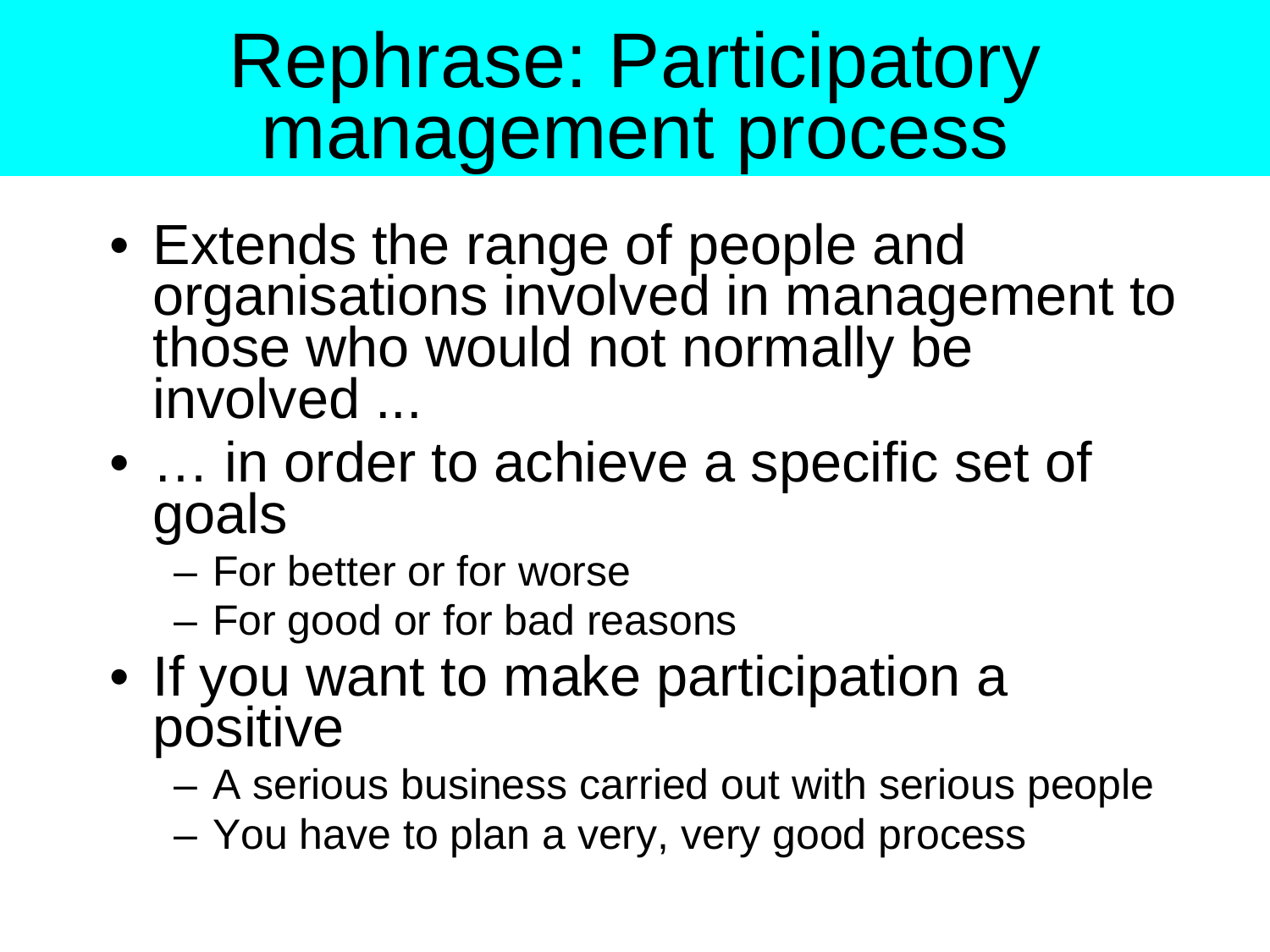# Rephrase: Participatory management process

- Extends the range of people and organisations involved in management to those who would not normally be involved ...
- … in order to achieve a specific set of goals
  - For better or for worse
  - For good or for bad reasons
- If you want to make participation a positive
  - A serious business carried out with serious people
  - You have to plan a very, very good process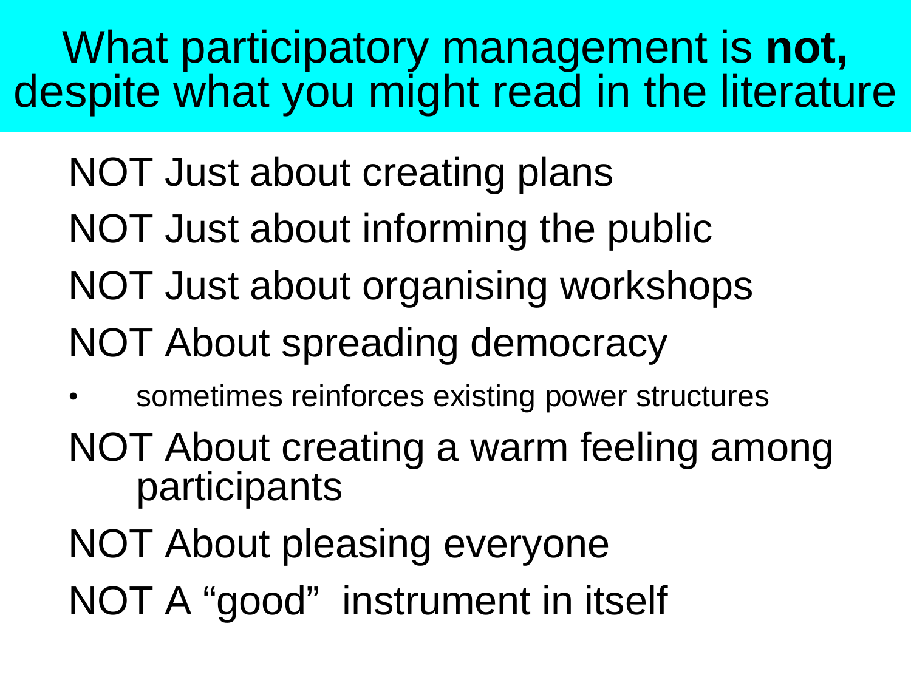# What participatory management is **not,** despite what you might read in the literature

NOT Just about creating plans

NOT Just about informing the public

NOT Just about organising workshops

NOT About spreading democracy

- sometimes reinforces existing power structures

NOT About creating a warm feeling among participants

NOT About pleasing everyone

NOT A "good" instrument in itself